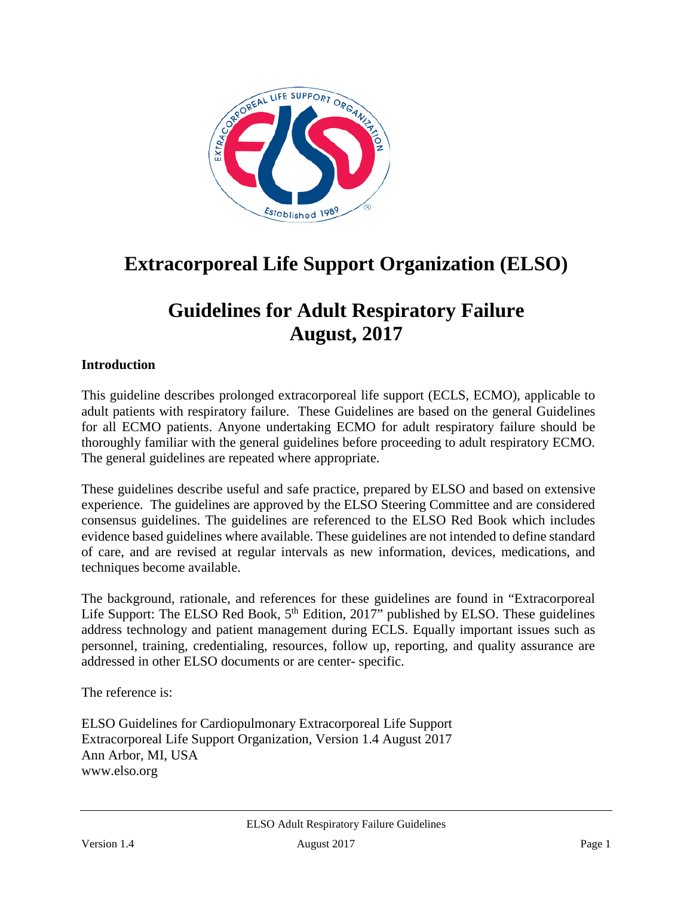# Extracorporeal Life Support Organization (ELSO)

# Guidelines for Adult Respiratory Failure August, 2017

## Introduction

This guideline describes prolonged extracorporeal life support (ECLS, ECMO), applicable to adult patients with respiratory failure. These Guidelines are based on the general Guidelines for all ECMO patients. Anyone undertaking ECMO for adult respiratory failure should be thoroughly familiar with the general guidelines before proceeding to adult respiratory ECMO. The general guidelines are repeated where appropriate.

These guidelines describe useful and safe practice, prepared by ELSO and based on extensive experience. The guidelines are approved by the ELSO Steering Committee and are considered consensus guidelines. The guidelines are referenced to the ELSO Red Book which includes evidence based guidelines where available. These guidelines are not intended to define standard of care, and are revised at regular intervals as new information, devices, medications, and techniques become available.

The background, rationale, and references for these guidelines are found in "Extracorporeal Life Support: The ELSO Red Book, 5th Edition, 2017" published by ELSO. These guidelines address technology and patient management during ECLS. Equally important issues such as personnel, training, credentialing, resources, follow up, reporting, and quality assurance are addressed in other ELSO documents or are center- specific.

The reference is:

ELSO Guidelines for Cardiopulmonary Extracorporeal Life Support
Extracorporeal Life Support Organization, Version 1.4 August 2017
Ann Arbor, MI, USA
www.elso.org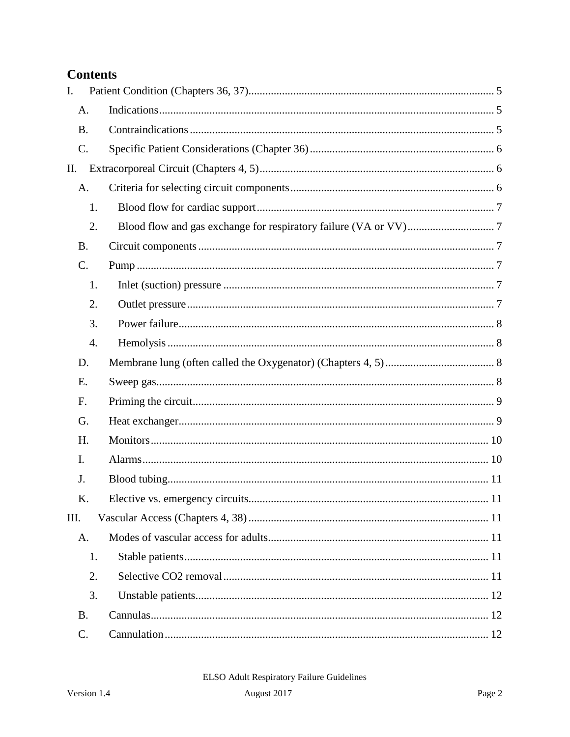# Contents

I. Patient Condition (Chapters 36, 37) ..... 5

- A. Indications ..... 5
- B. Contraindications ..... 5
- C. Specific Patient Considerations (Chapter 36) ..... 6

II. Extracorporeal Circuit (Chapters 4, 5) ..... 6

- A. Criteria for selecting circuit components ..... 6
  - 1. Blood flow for cardiac support ..... 7
  - 2. Blood flow and gas exchange for respiratory failure (VA or VV) ..... 7
- B. Circuit components ..... 7
- C. Pump ..... 7
  - 1. Inlet (suction) pressure ..... 7
  - 2. Outlet pressure ..... 7
  - 3. Power failure ..... 8
  - 4. Hemolysis ..... 8
- D. Membrane lung (often called the Oxygenator) (Chapters 4, 5) ..... 8
- E. Sweep gas ..... 8
- F. Priming the circuit ..... 9
- G. Heat exchanger ..... 9
- H. Monitors ..... 10
- I. Alarms ..... 10
- J. Blood tubing ..... 11
- K. Elective vs. emergency circuits ..... 11

III. Vascular Access (Chapters 4, 38) ..... 11

- A. Modes of vascular access for adults ..... 11
  - 1. Stable patients ..... 11
  - 2. Selective CO2 removal ..... 11
  - 3. Unstable patients ..... 12
- B. Cannulas ..... 12
- C. Cannulation ..... 12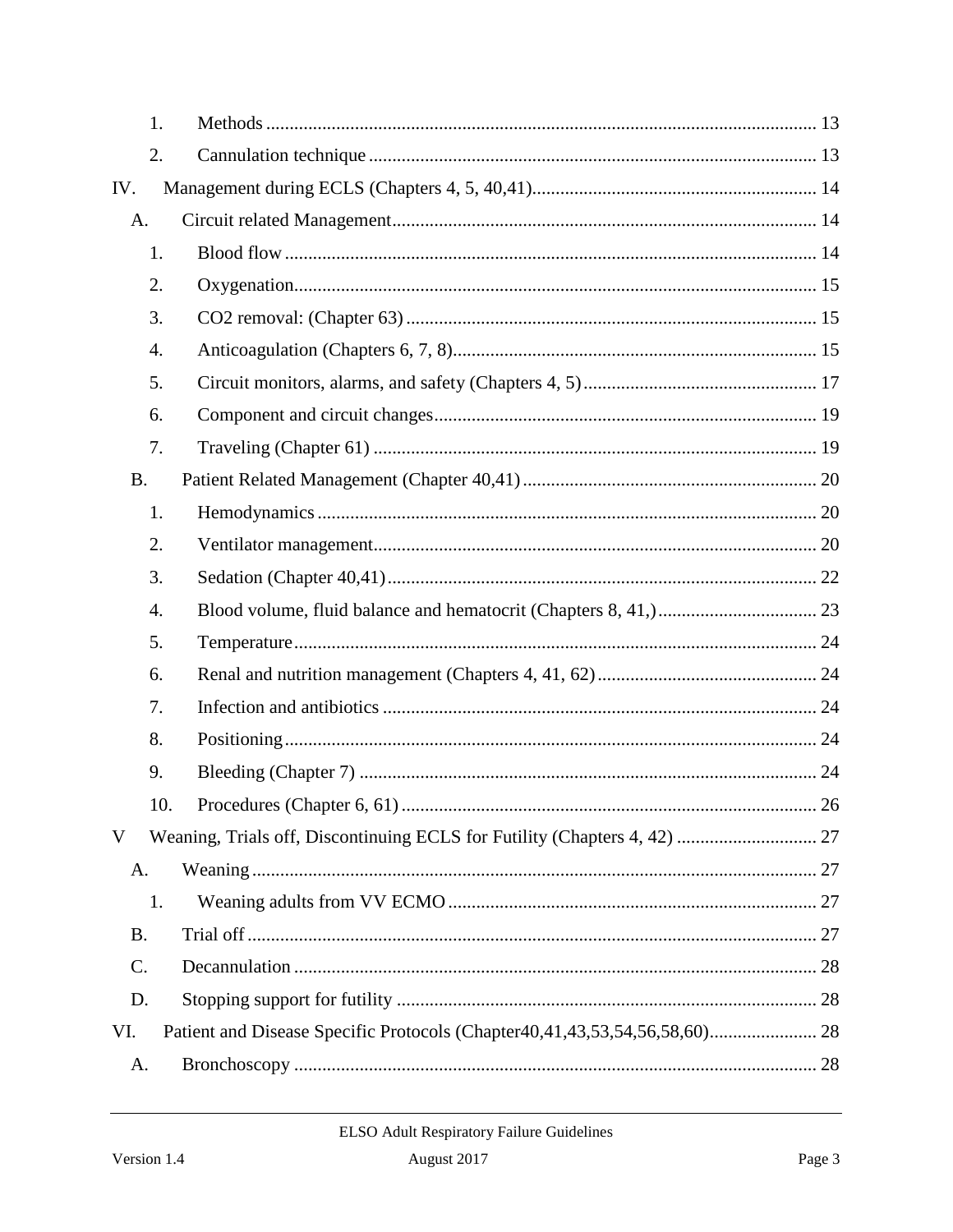1. Methods ..................................................................................................................... 13
2. Cannulation technique ................................................................................................ 13

IV. Management during ECLS (Chapters 4, 5, 40,41)............................................................. 14

A. Circuit related Management........................................................................................... 14

1. Blood flow ................................................................................................................. 14
2. Oxygenation............................................................................................................... 15
3. CO2 removal: (Chapter 63) ........................................................................................ 15
4. Anticoagulation (Chapters 6, 7, 8).............................................................................. 15
5. Circuit monitors, alarms, and safety (Chapters 4, 5) .................................................. 17
6. Component and circuit changes.................................................................................. 19
7. Traveling (Chapter 61) ............................................................................................... 19

B. Patient Related Management (Chapter 40,41) ............................................................... 20

1. Hemodynamics ........................................................................................................... 20
2. Ventilator management............................................................................................... 20
3. Sedation (Chapter 40,41) ............................................................................................ 22
4. Blood volume, fluid balance and hematocrit (Chapters 8, 41,) .................................. 23
5. Temperature................................................................................................................ 24
6. Renal and nutrition management (Chapters 4, 41, 62) ............................................... 24
7. Infection and antibiotics ............................................................................................. 24
8. Positioning.................................................................................................................. 24
9. Bleeding (Chapter 7) .................................................................................................. 24
10. Procedures (Chapter 6, 61) ......................................................................................... 26

V Weaning, Trials off, Discontinuing ECLS for Futility (Chapters 4, 42) .............................. 27

A. Weaning ......................................................................................................................... 27

1. Weaning adults from VV ECMO ............................................................................... 27

B. Trial off .......................................................................................................................... 27

C. Decannulation ................................................................................................................ 28

D. Stopping support for futility .......................................................................................... 28

VI. Patient and Disease Specific Protocols (Chapter40,41,43,53,54,56,58,60)....................... 28

A. Bronchoscopy ................................................................................................................ 28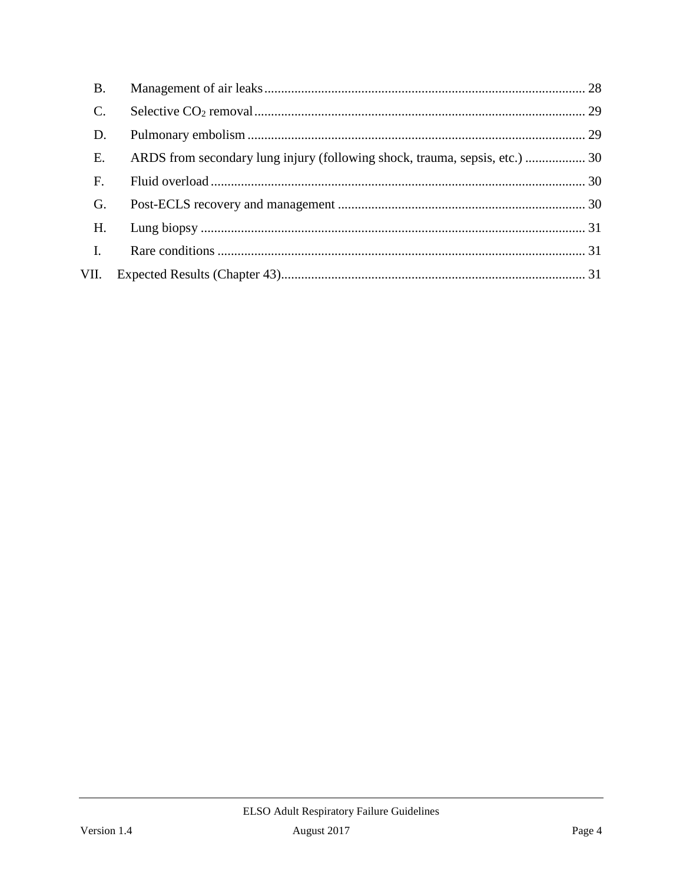B. Management of air leaks ........................................................................................ 28

C. Selective $CO_2$ removal ........................................................................................ 29

D. Pulmonary embolism ........................................................................................ 29

E. ARDS from secondary lung injury (following shock, trauma, sepsis, etc.) .................. 30

F. Fluid overload ........................................................................................ 30

G. Post-ECLS recovery and management ........................................................................ 30

H. Lung biopsy ........................................................................................ 31

I. Rare conditions ........................................................................................ 31

VII. Expected Results (Chapter 43) ........................................................................................ 31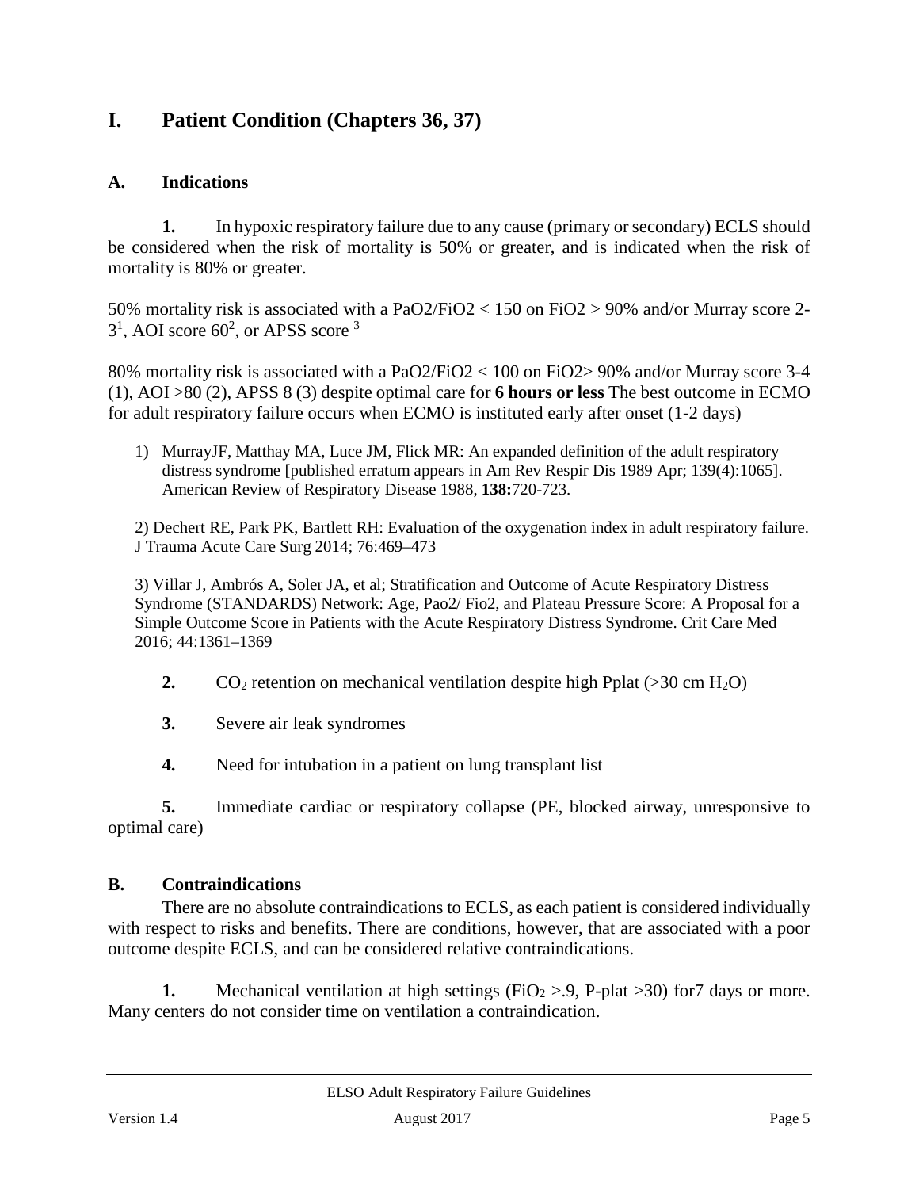## I. Patient Condition (Chapters 36, 37)

### A. Indications

**1.** In hypoxic respiratory failure due to any cause (primary or secondary) ECLS should be considered when the risk of mortality is 50% or greater, and is indicated when the risk of mortality is 80% or greater.

50% mortality risk is associated with a PaO2/FiO2 < 150 on FiO2 > 90% and/or Murray score 2-3[1], AOI score 60[2], or APSS score [3]

80% mortality risk is associated with a PaO2/FiO2 < 100 on FiO2> 90% and/or Murray score 3-4 (1), AOI >80 (2), APSS 8 (3) despite optimal care for **6 hours or less** The best outcome in ECMO for adult respiratory failure occurs when ECMO is instituted early after onset (1-2 days)

1) MurrayJF, Matthay MA, Luce JM, Flick MR: An expanded definition of the adult respiratory distress syndrome [published erratum appears in Am Rev Respir Dis 1989 Apr; 139(4):1065]. American Review of Respiratory Disease 1988, **138:**720-723.

2) Dechert RE, Park PK, Bartlett RH: Evaluation of the oxygenation index in adult respiratory failure. J Trauma Acute Care Surg 2014; 76:469–473

3) Villar J, Ambrós A, Soler JA, et al; Stratification and Outcome of Acute Respiratory Distress Syndrome (STANDARDS) Network: Age, Pao2/ Fio2, and Plateau Pressure Score: A Proposal for a Simple Outcome Score in Patients with the Acute Respiratory Distress Syndrome. Crit Care Med 2016; 44:1361–1369

**2.** $CO_2$ retention on mechanical ventilation despite high Pplat (>30 cm $H_2O$)

**3.** Severe air leak syndromes

**4.** Need for intubation in a patient on lung transplant list

**5.** Immediate cardiac or respiratory collapse (PE, blocked airway, unresponsive to optimal care)

### B. Contraindications

There are no absolute contraindications to ECLS, as each patient is considered individually with respect to risks and benefits. There are conditions, however, that are associated with a poor outcome despite ECLS, and can be considered relative contraindications.

**1.** Mechanical ventilation at high settings ($FiO_2$ >.9, P-plat >30) for7 days or more. Many centers do not consider time on ventilation a contraindication.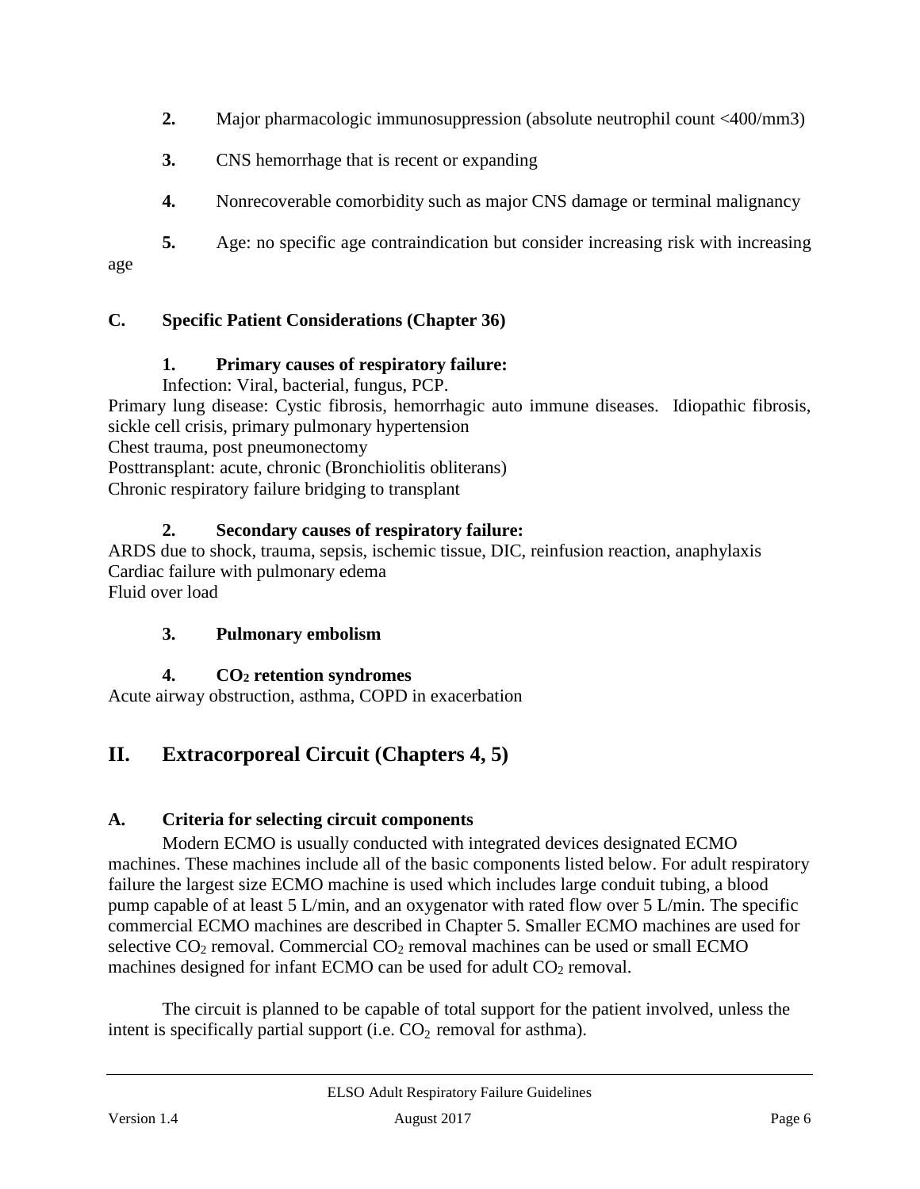2. Major pharmacologic immunosuppression (absolute neutrophil count <400/mm3)

3. CNS hemorrhage that is recent or expanding

4. Nonrecoverable comorbidity such as major CNS damage or terminal malignancy

5. Age: no specific age contraindication but consider increasing risk with increasing age

### C. Specific Patient Considerations (Chapter 36)

**1. Primary causes of respiratory failure:**

Infection: Viral, bacterial, fungus, PCP.
Primary lung disease: Cystic fibrosis, hemorrhagic auto immune diseases. Idiopathic fibrosis, sickle cell crisis, primary pulmonary hypertension
Chest trauma, post pneumonectomy
Posttransplant: acute, chronic (Bronchiolitis obliterans)
Chronic respiratory failure bridging to transplant

**2. Secondary causes of respiratory failure:**

ARDS due to shock, trauma, sepsis, ischemic tissue, DIC, reinfusion reaction, anaphylaxis
Cardiac failure with pulmonary edema
Fluid over load

**3. Pulmonary embolism**

**4. $CO_2$ retention syndromes**

Acute airway obstruction, asthma, COPD in exacerbation

## II. Extracorporeal Circuit (Chapters 4, 5)

### A. Criteria for selecting circuit components

Modern ECMO is usually conducted with integrated devices designated ECMO machines. These machines include all of the basic components listed below. For adult respiratory failure the largest size ECMO machine is used which includes large conduit tubing, a blood pump capable of at least 5 L/min, and an oxygenator with rated flow over 5 L/min. The specific commercial ECMO machines are described in Chapter 5. Smaller ECMO machines are used for selective $CO_2$ removal. Commercial $CO_2$ removal machines can be used or small ECMO machines designed for infant ECMO can be used for adult $CO_2$ removal.

The circuit is planned to be capable of total support for the patient involved, unless the intent is specifically partial support (i.e. $CO_2$ removal for asthma).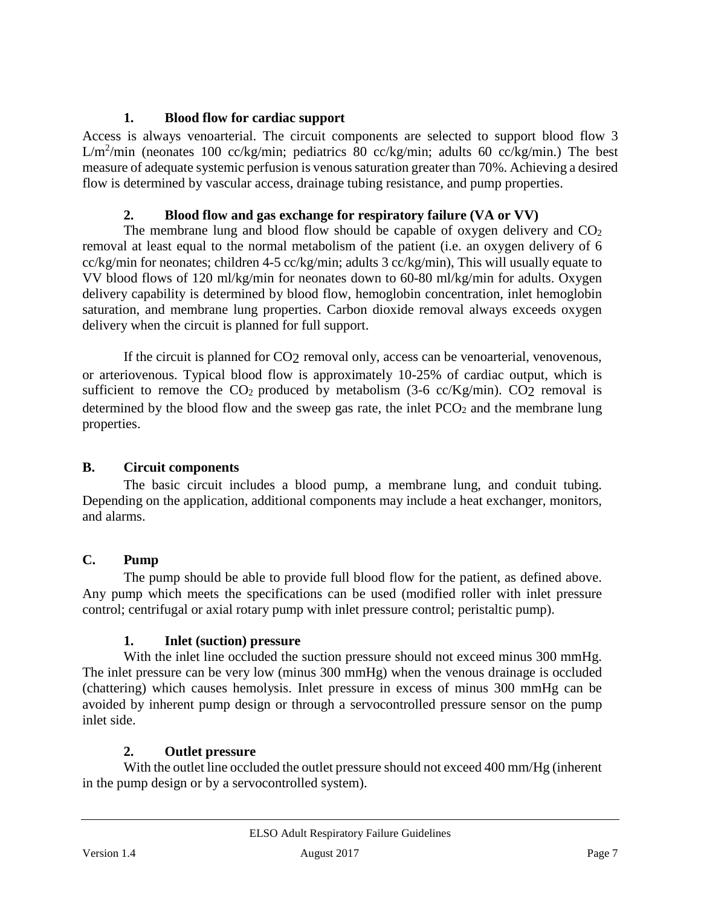### 1. Blood flow for cardiac support

Access is always venoarterial. The circuit components are selected to support blood flow 3 $L/m^2/min$ (neonates 100 cc/kg/min; pediatrics 80 cc/kg/min; adults 60 cc/kg/min.) The best measure of adequate systemic perfusion is venous saturation greater than 70%. Achieving a desired flow is determined by vascular access, drainage tubing resistance, and pump properties.

### 2. Blood flow and gas exchange for respiratory failure (VA or VV)

The membrane lung and blood flow should be capable of oxygen delivery and $CO_2$ removal at least equal to the normal metabolism of the patient (i.e. an oxygen delivery of 6 cc/kg/min for neonates; children 4-5 cc/kg/min; adults 3 cc/kg/min), This will usually equate to VV blood flows of 120 ml/kg/min for neonates down to 60-80 ml/kg/min for adults. Oxygen delivery capability is determined by blood flow, hemoglobin concentration, inlet hemoglobin saturation, and membrane lung properties. Carbon dioxide removal always exceeds oxygen delivery when the circuit is planned for full support.

If the circuit is planned for $CO_2$ removal only, access can be venoarterial, venovenous, or arteriovenous. Typical blood flow is approximately 10-25% of cardiac output, which is sufficient to remove the $CO_2$ produced by metabolism (3-6 cc/Kg/min). $CO_2$ removal is determined by the blood flow and the sweep gas rate, the inlet $PCO_2$ and the membrane lung properties.

## B. Circuit components

The basic circuit includes a blood pump, a membrane lung, and conduit tubing. Depending on the application, additional components may include a heat exchanger, monitors, and alarms.

## C. Pump

The pump should be able to provide full blood flow for the patient, as defined above. Any pump which meets the specifications can be used (modified roller with inlet pressure control; centrifugal or axial rotary pump with inlet pressure control; peristaltic pump).

### 1. Inlet (suction) pressure

With the inlet line occluded the suction pressure should not exceed minus 300 mmHg. The inlet pressure can be very low (minus 300 mmHg) when the venous drainage is occluded (chattering) which causes hemolysis. Inlet pressure in excess of minus 300 mmHg can be avoided by inherent pump design or through a servocontrolled pressure sensor on the pump inlet side.

### 2. Outlet pressure

With the outlet line occluded the outlet pressure should not exceed 400 mm/Hg (inherent in the pump design or by a servocontrolled system).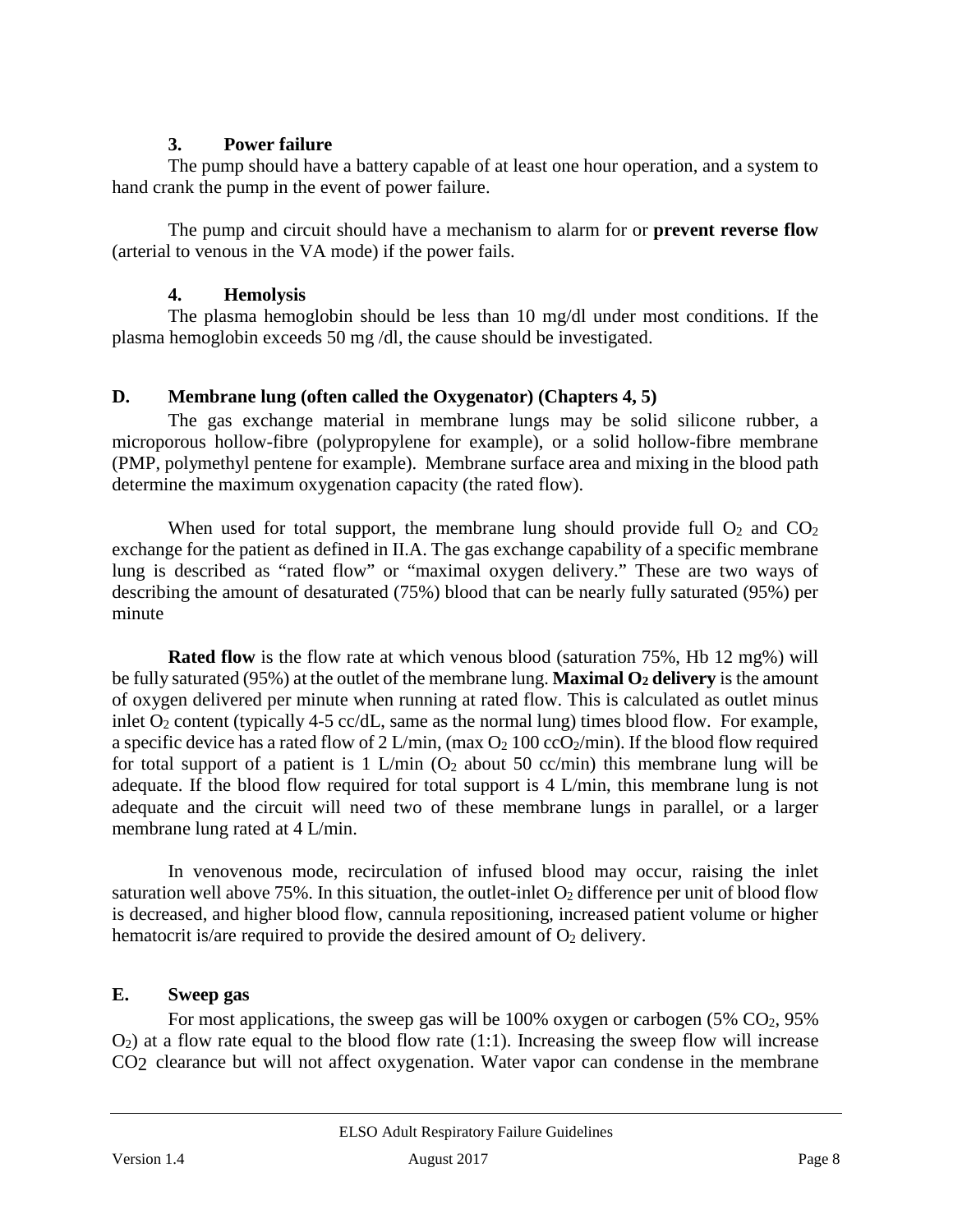### 3. Power failure

The pump should have a battery capable of at least one hour operation, and a system to hand crank the pump in the event of power failure.

The pump and circuit should have a mechanism to alarm for or **prevent reverse flow** (arterial to venous in the VA mode) if the power fails.

### 4. Hemolysis

The plasma hemoglobin should be less than 10 mg/dl under most conditions. If the plasma hemoglobin exceeds 50 mg /dl, the cause should be investigated.

## D. Membrane lung (often called the Oxygenator) (Chapters 4, 5)

The gas exchange material in membrane lungs may be solid silicone rubber, a microporous hollow-fibre (polypropylene for example), or a solid hollow-fibre membrane (PMP, polymethyl pentene for example). Membrane surface area and mixing in the blood path determine the maximum oxygenation capacity (the rated flow).

When used for total support, the membrane lung should provide full $O_2$ and $CO_2$ exchange for the patient as defined in II.A. The gas exchange capability of a specific membrane lung is described as "rated flow" or "maximal oxygen delivery." These are two ways of describing the amount of desaturated (75%) blood that can be nearly fully saturated (95%) per minute

**Rated flow** is the flow rate at which venous blood (saturation 75%, Hb 12 mg%) will be fully saturated (95%) at the outlet of the membrane lung. **Maximal $O_2$ delivery** is the amount of oxygen delivered per minute when running at rated flow. This is calculated as outlet minus inlet $O_2$ content (typically 4-5 cc/dL, same as the normal lung) times blood flow. For example, a specific device has a rated flow of 2 L/min, (max $O_2$ 100 cc$O_2$/min). If the blood flow required for total support of a patient is 1 L/min ($O_2$ about 50 cc/min) this membrane lung will be adequate. If the blood flow required for total support is 4 L/min, this membrane lung is not adequate and the circuit will need two of these membrane lungs in parallel, or a larger membrane lung rated at 4 L/min.

In venovenous mode, recirculation of infused blood may occur, raising the inlet saturation well above 75%. In this situation, the outlet-inlet $O_2$ difference per unit of blood flow is decreased, and higher blood flow, cannula repositioning, increased patient volume or higher hematocrit is/are required to provide the desired amount of $O_2$ delivery.

## E. Sweep gas

For most applications, the sweep gas will be 100% oxygen or carbogen (5% $CO_2$, 95% $O_2$) at a flow rate equal to the blood flow rate (1:1). Increasing the sweep flow will increase $CO_2$ clearance but will not affect oxygenation. Water vapor can condense in the membrane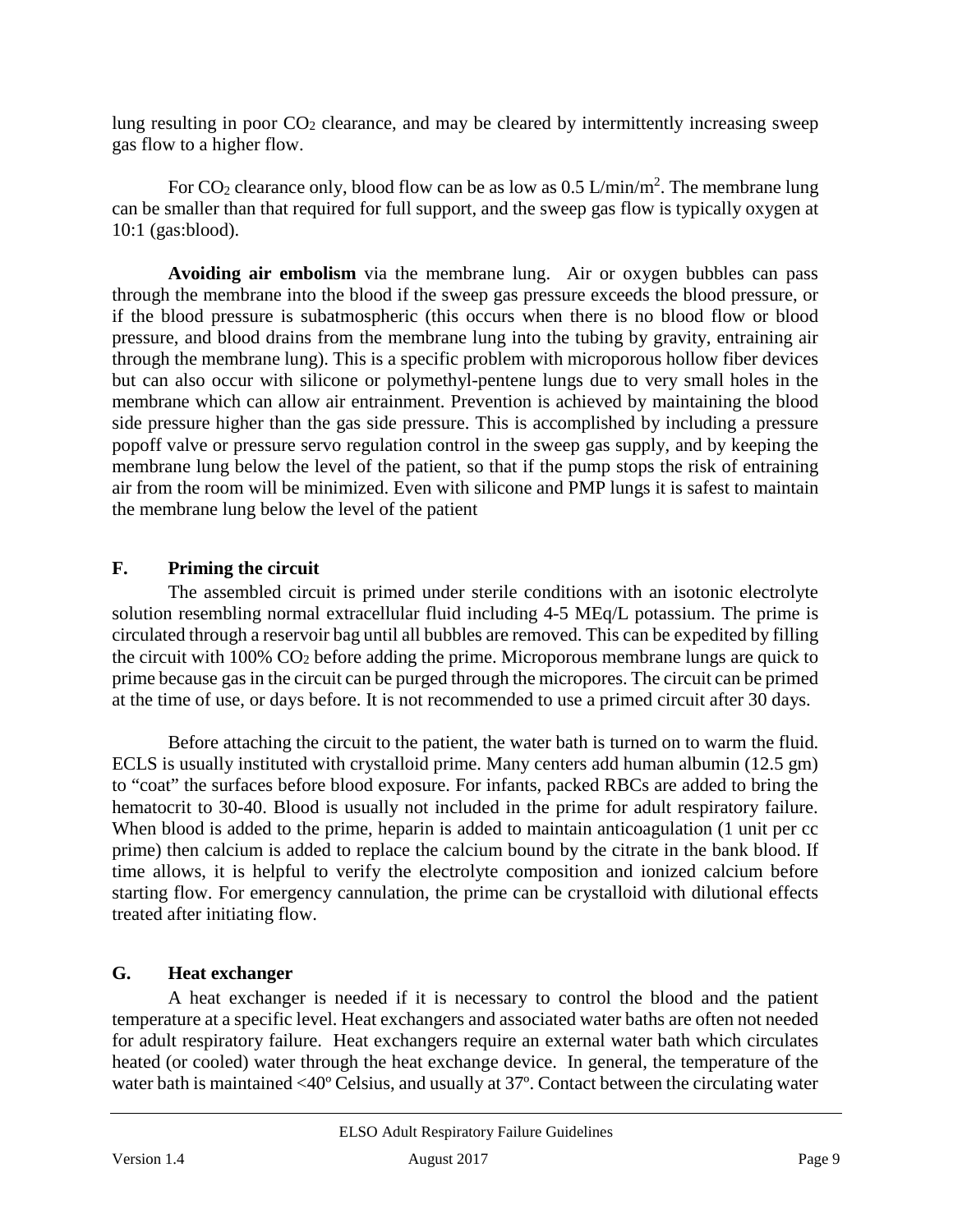lung resulting in poor $CO_2$ clearance, and may be cleared by intermittently increasing sweep gas flow to a higher flow.

For $CO_2$ clearance only, blood flow can be as low as 0.5 L/min/$m^2$. The membrane lung can be smaller than that required for full support, and the sweep gas flow is typically oxygen at 10:1 (gas:blood).

**Avoiding air embolism** via the membrane lung. Air or oxygen bubbles can pass through the membrane into the blood if the sweep gas pressure exceeds the blood pressure, or if the blood pressure is subatmospheric (this occurs when there is no blood flow or blood pressure, and blood drains from the membrane lung into the tubing by gravity, entraining air through the membrane lung). This is a specific problem with microporous hollow fiber devices but can also occur with silicone or polymethyl-pentene lungs due to very small holes in the membrane which can allow air entrainment. Prevention is achieved by maintaining the blood side pressure higher than the gas side pressure. This is accomplished by including a pressure popoff valve or pressure servo regulation control in the sweep gas supply, and by keeping the membrane lung below the level of the patient, so that if the pump stops the risk of entraining air from the room will be minimized. Even with silicone and PMP lungs it is safest to maintain the membrane lung below the level of the patient

## F. Priming the circuit

The assembled circuit is primed under sterile conditions with an isotonic electrolyte solution resembling normal extracellular fluid including 4-5 MEq/L potassium. The prime is circulated through a reservoir bag until all bubbles are removed. This can be expedited by filling the circuit with 100% $CO_2$ before adding the prime. Microporous membrane lungs are quick to prime because gas in the circuit can be purged through the micropores. The circuit can be primed at the time of use, or days before. It is not recommended to use a primed circuit after 30 days.

Before attaching the circuit to the patient, the water bath is turned on to warm the fluid. ECLS is usually instituted with crystalloid prime. Many centers add human albumin (12.5 gm) to "coat" the surfaces before blood exposure. For infants, packed RBCs are added to bring the hematocrit to 30-40. Blood is usually not included in the prime for adult respiratory failure. When blood is added to the prime, heparin is added to maintain anticoagulation (1 unit per cc prime) then calcium is added to replace the calcium bound by the citrate in the bank blood. If time allows, it is helpful to verify the electrolyte composition and ionized calcium before starting flow. For emergency cannulation, the prime can be crystalloid with dilutional effects treated after initiating flow.

## G. Heat exchanger

A heat exchanger is needed if it is necessary to control the blood and the patient temperature at a specific level. Heat exchangers and associated water baths are often not needed for adult respiratory failure. Heat exchangers require an external water bath which circulates heated (or cooled) water through the heat exchange device. In general, the temperature of the water bath is maintained <40º Celsius, and usually at 37º. Contact between the circulating water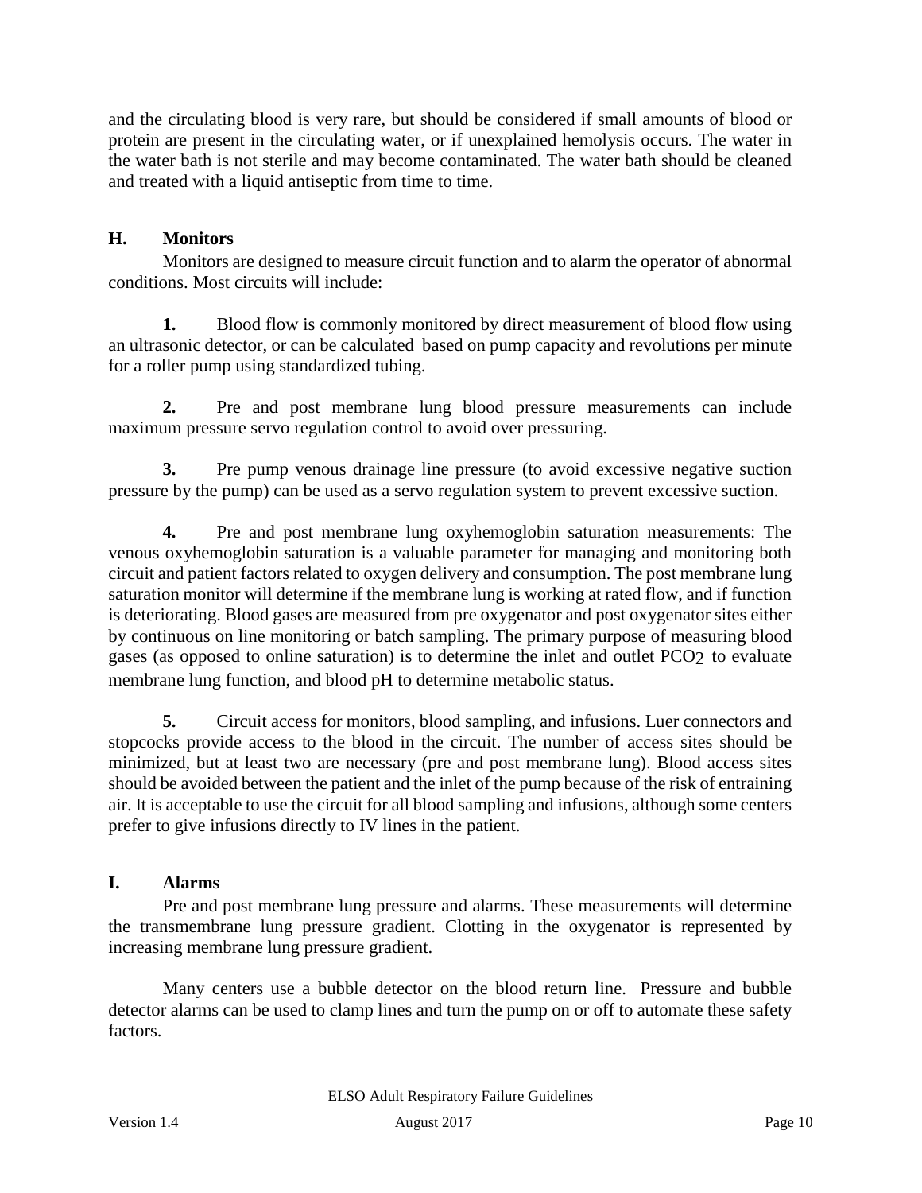and the circulating blood is very rare, but should be considered if small amounts of blood or protein are present in the circulating water, or if unexplained hemolysis occurs. The water in the water bath is not sterile and may become contaminated. The water bath should be cleaned and treated with a liquid antiseptic from time to time.

## H. Monitors

Monitors are designed to measure circuit function and to alarm the operator of abnormal conditions. Most circuits will include:

**1.** Blood flow is commonly monitored by direct measurement of blood flow using an ultrasonic detector, or can be calculated based on pump capacity and revolutions per minute for a roller pump using standardized tubing.

**2.** Pre and post membrane lung blood pressure measurements can include maximum pressure servo regulation control to avoid over pressuring.

**3.** Pre pump venous drainage line pressure (to avoid excessive negative suction pressure by the pump) can be used as a servo regulation system to prevent excessive suction.

**4.** Pre and post membrane lung oxyhemoglobin saturation measurements: The venous oxyhemoglobin saturation is a valuable parameter for managing and monitoring both circuit and patient factors related to oxygen delivery and consumption. The post membrane lung saturation monitor will determine if the membrane lung is working at rated flow, and if function is deteriorating. Blood gases are measured from pre oxygenator and post oxygenator sites either by continuous on line monitoring or batch sampling. The primary purpose of measuring blood gases (as opposed to online saturation) is to determine the inlet and outlet $PCO_2$ to evaluate membrane lung function, and blood pH to determine metabolic status.

**5.** Circuit access for monitors, blood sampling, and infusions. Luer connectors and stopcocks provide access to the blood in the circuit. The number of access sites should be minimized, but at least two are necessary (pre and post membrane lung). Blood access sites should be avoided between the patient and the inlet of the pump because of the risk of entraining air. It is acceptable to use the circuit for all blood sampling and infusions, although some centers prefer to give infusions directly to IV lines in the patient.

## I. Alarms

Pre and post membrane lung pressure and alarms. These measurements will determine the transmembrane lung pressure gradient. Clotting in the oxygenator is represented by increasing membrane lung pressure gradient.

Many centers use a bubble detector on the blood return line. Pressure and bubble detector alarms can be used to clamp lines and turn the pump on or off to automate these safety factors.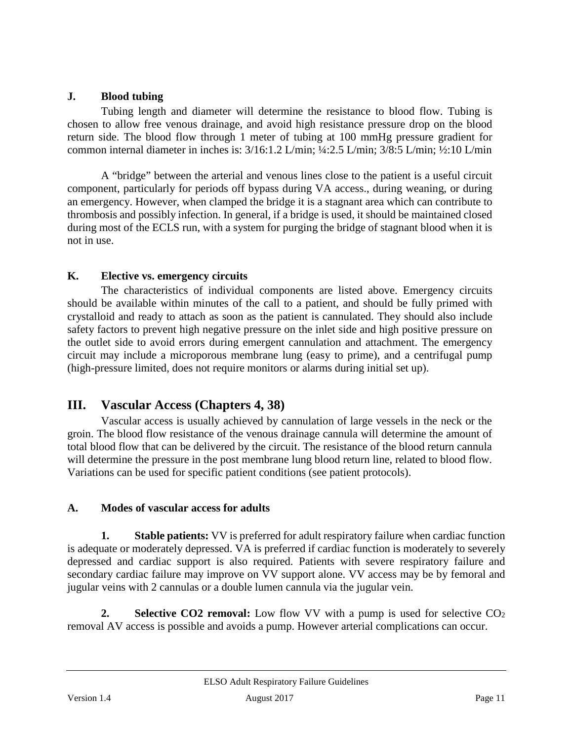### J. Blood tubing

Tubing length and diameter will determine the resistance to blood flow. Tubing is chosen to allow free venous drainage, and avoid high resistance pressure drop on the blood return side. The blood flow through 1 meter of tubing at 100 mmHg pressure gradient for common internal diameter in inches is: 3/16:1.2 L/min; ¼:2.5 L/min; 3/8:5 L/min; ½:10 L/min

A "bridge" between the arterial and venous lines close to the patient is a useful circuit component, particularly for periods off bypass during VA access., during weaning, or during an emergency. However, when clamped the bridge it is a stagnant area which can contribute to thrombosis and possibly infection. In general, if a bridge is used, it should be maintained closed during most of the ECLS run, with a system for purging the bridge of stagnant blood when it is not in use.

### K. Elective vs. emergency circuits

The characteristics of individual components are listed above. Emergency circuits should be available within minutes of the call to a patient, and should be fully primed with crystalloid and ready to attach as soon as the patient is cannulated. They should also include safety factors to prevent high negative pressure on the inlet side and high positive pressure on the outlet side to avoid errors during emergent cannulation and attachment. The emergency circuit may include a microporous membrane lung (easy to prime), and a centrifugal pump (high-pressure limited, does not require monitors or alarms during initial set up).

## III. Vascular Access (Chapters 4, 38)

Vascular access is usually achieved by cannulation of large vessels in the neck or the groin. The blood flow resistance of the venous drainage cannula will determine the amount of total blood flow that can be delivered by the circuit. The resistance of the blood return cannula will determine the pressure in the post membrane lung blood return line, related to blood flow. Variations can be used for specific patient conditions (see patient protocols).

### A. Modes of vascular access for adults

**1. Stable patients:** VV is preferred for adult respiratory failure when cardiac function is adequate or moderately depressed. VA is preferred if cardiac function is moderately to severely depressed and cardiac support is also required. Patients with severe respiratory failure and secondary cardiac failure may improve on VV support alone. VV access may be by femoral and jugular veins with 2 cannulas or a double lumen cannula via the jugular vein.

**2. Selective CO2 removal:** Low flow VV with a pump is used for selective $CO_2$ removal AV access is possible and avoids a pump. However arterial complications can occur.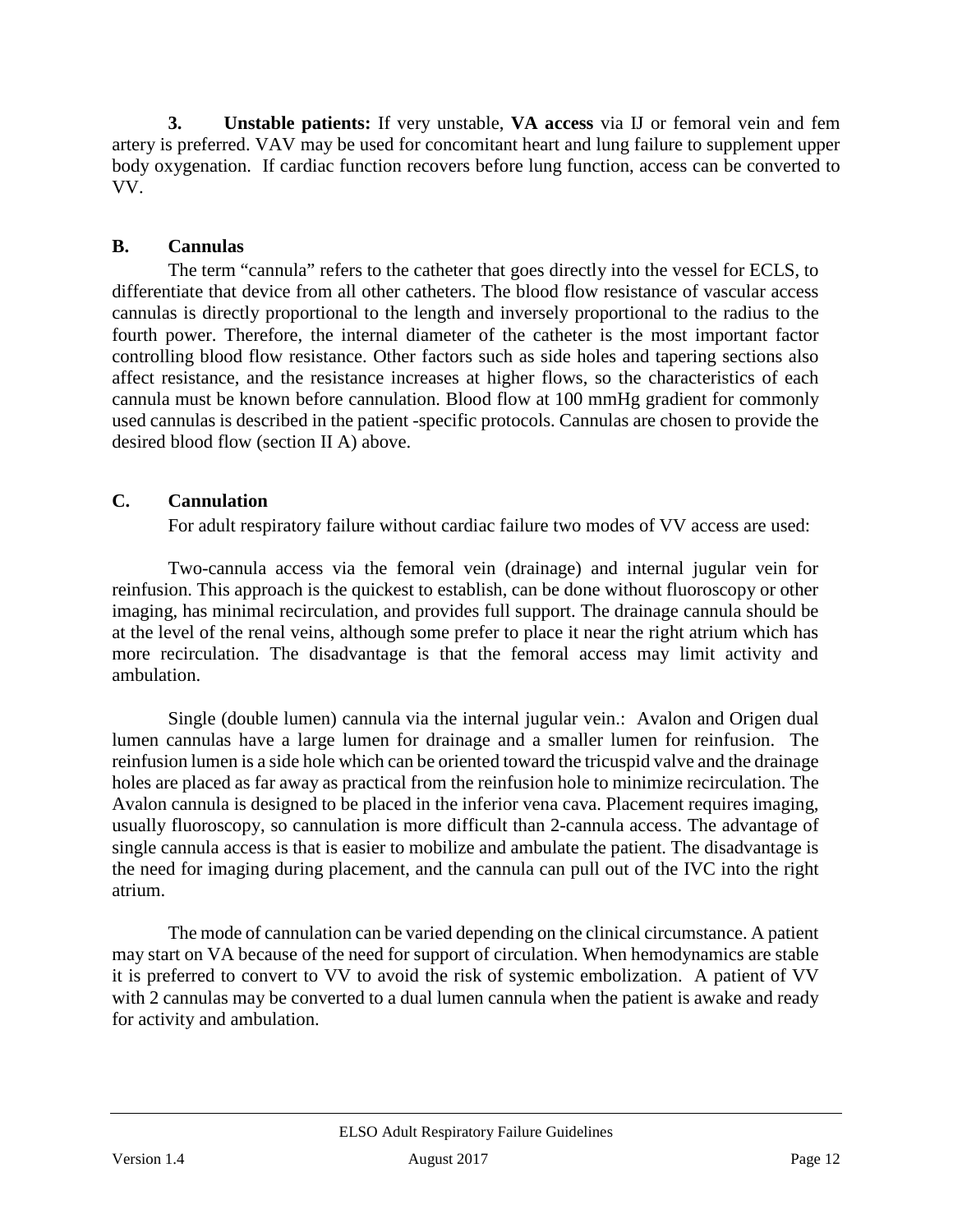3. **Unstable patients:** If very unstable, **VA access** via IJ or femoral vein and fem artery is preferred. VAV may be used for concomitant heart and lung failure to supplement upper body oxygenation. If cardiac function recovers before lung function, access can be converted to VV.

### B. Cannulas

The term “cannula” refers to the catheter that goes directly into the vessel for ECLS, to differentiate that device from all other catheters. The blood flow resistance of vascular access cannulas is directly proportional to the length and inversely proportional to the radius to the fourth power. Therefore, the internal diameter of the catheter is the most important factor controlling blood flow resistance. Other factors such as side holes and tapering sections also affect resistance, and the resistance increases at higher flows, so the characteristics of each cannula must be known before cannulation. Blood flow at 100 mmHg gradient for commonly used cannulas is described in the patient -specific protocols. Cannulas are chosen to provide the desired blood flow (section II A) above.

### C. Cannulation

For adult respiratory failure without cardiac failure two modes of VV access are used:

Two-cannula access via the femoral vein (drainage) and internal jugular vein for reinfusion. This approach is the quickest to establish, can be done without fluoroscopy or other imaging, has minimal recirculation, and provides full support. The drainage cannula should be at the level of the renal veins, although some prefer to place it near the right atrium which has more recirculation. The disadvantage is that the femoral access may limit activity and ambulation.

Single (double lumen) cannula via the internal jugular vein.: Avalon and Origen dual lumen cannulas have a large lumen for drainage and a smaller lumen for reinfusion. The reinfusion lumen is a side hole which can be oriented toward the tricuspid valve and the drainage holes are placed as far away as practical from the reinfusion hole to minimize recirculation. The Avalon cannula is designed to be placed in the inferior vena cava. Placement requires imaging, usually fluoroscopy, so cannulation is more difficult than 2-cannula access. The advantage of single cannula access is that is easier to mobilize and ambulate the patient. The disadvantage is the need for imaging during placement, and the cannula can pull out of the IVC into the right atrium.

The mode of cannulation can be varied depending on the clinical circumstance. A patient may start on VA because of the need for support of circulation. When hemodynamics are stable it is preferred to convert to VV to avoid the risk of systemic embolization. A patient of VV with 2 cannulas may be converted to a dual lumen cannula when the patient is awake and ready for activity and ambulation.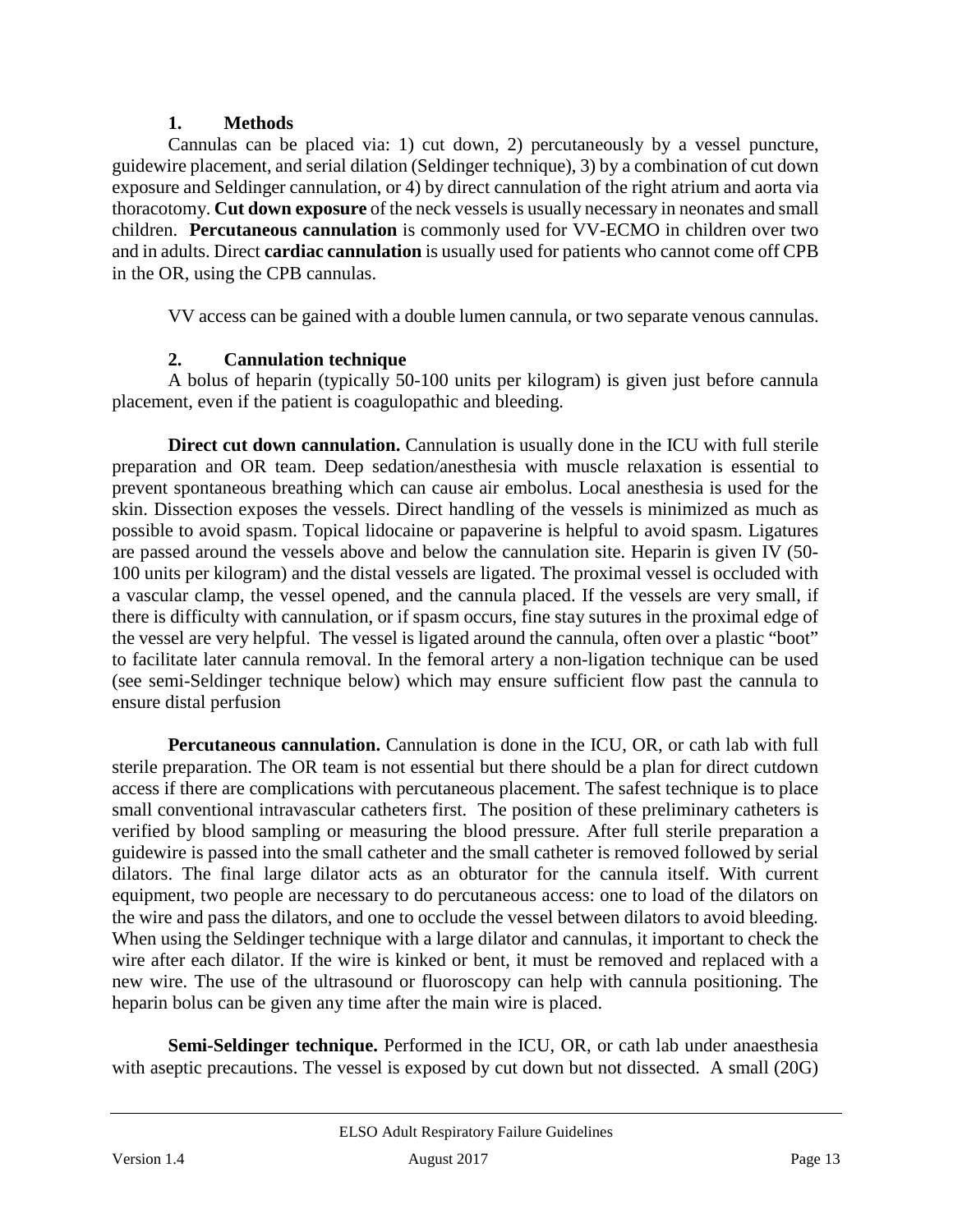### 1. Methods

Cannulas can be placed via: 1) cut down, 2) percutaneously by a vessel puncture, guidewire placement, and serial dilation (Seldinger technique), 3) by a combination of cut down exposure and Seldinger cannulation, or 4) by direct cannulation of the right atrium and aorta via thoracotomy. **Cut down exposure** of the neck vessels is usually necessary in neonates and small children. **Percutaneous cannulation** is commonly used for VV-ECMO in children over two and in adults. Direct **cardiac cannulation** is usually used for patients who cannot come off CPB in the OR, using the CPB cannulas.

VV access can be gained with a double lumen cannula, or two separate venous cannulas.

### 2. Cannulation technique

A bolus of heparin (typically 50-100 units per kilogram) is given just before cannula placement, even if the patient is coagulopathic and bleeding.

**Direct cut down cannulation.** Cannulation is usually done in the ICU with full sterile preparation and OR team. Deep sedation/anesthesia with muscle relaxation is essential to prevent spontaneous breathing which can cause air embolus. Local anesthesia is used for the skin. Dissection exposes the vessels. Direct handling of the vessels is minimized as much as possible to avoid spasm. Topical lidocaine or papaverine is helpful to avoid spasm. Ligatures are passed around the vessels above and below the cannulation site. Heparin is given IV (50-100 units per kilogram) and the distal vessels are ligated. The proximal vessel is occluded with a vascular clamp, the vessel opened, and the cannula placed. If the vessels are very small, if there is difficulty with cannulation, or if spasm occurs, fine stay sutures in the proximal edge of the vessel are very helpful. The vessel is ligated around the cannula, often over a plastic "boot" to facilitate later cannula removal. In the femoral artery a non-ligation technique can be used (see semi-Seldinger technique below) which may ensure sufficient flow past the cannula to ensure distal perfusion

**Percutaneous cannulation.** Cannulation is done in the ICU, OR, or cath lab with full sterile preparation. The OR team is not essential but there should be a plan for direct cutdown access if there are complications with percutaneous placement. The safest technique is to place small conventional intravascular catheters first. The position of these preliminary catheters is verified by blood sampling or measuring the blood pressure. After full sterile preparation a guidewire is passed into the small catheter and the small catheter is removed followed by serial dilators. The final large dilator acts as an obturator for the cannula itself. With current equipment, two people are necessary to do percutaneous access: one to load of the dilators on the wire and pass the dilators, and one to occlude the vessel between dilators to avoid bleeding. When using the Seldinger technique with a large dilator and cannulas, it important to check the wire after each dilator. If the wire is kinked or bent, it must be removed and replaced with a new wire. The use of the ultrasound or fluoroscopy can help with cannula positioning. The heparin bolus can be given any time after the main wire is placed.

**Semi-Seldinger technique.** Performed in the ICU, OR, or cath lab under anaesthesia with aseptic precautions. The vessel is exposed by cut down but not dissected. A small (20G)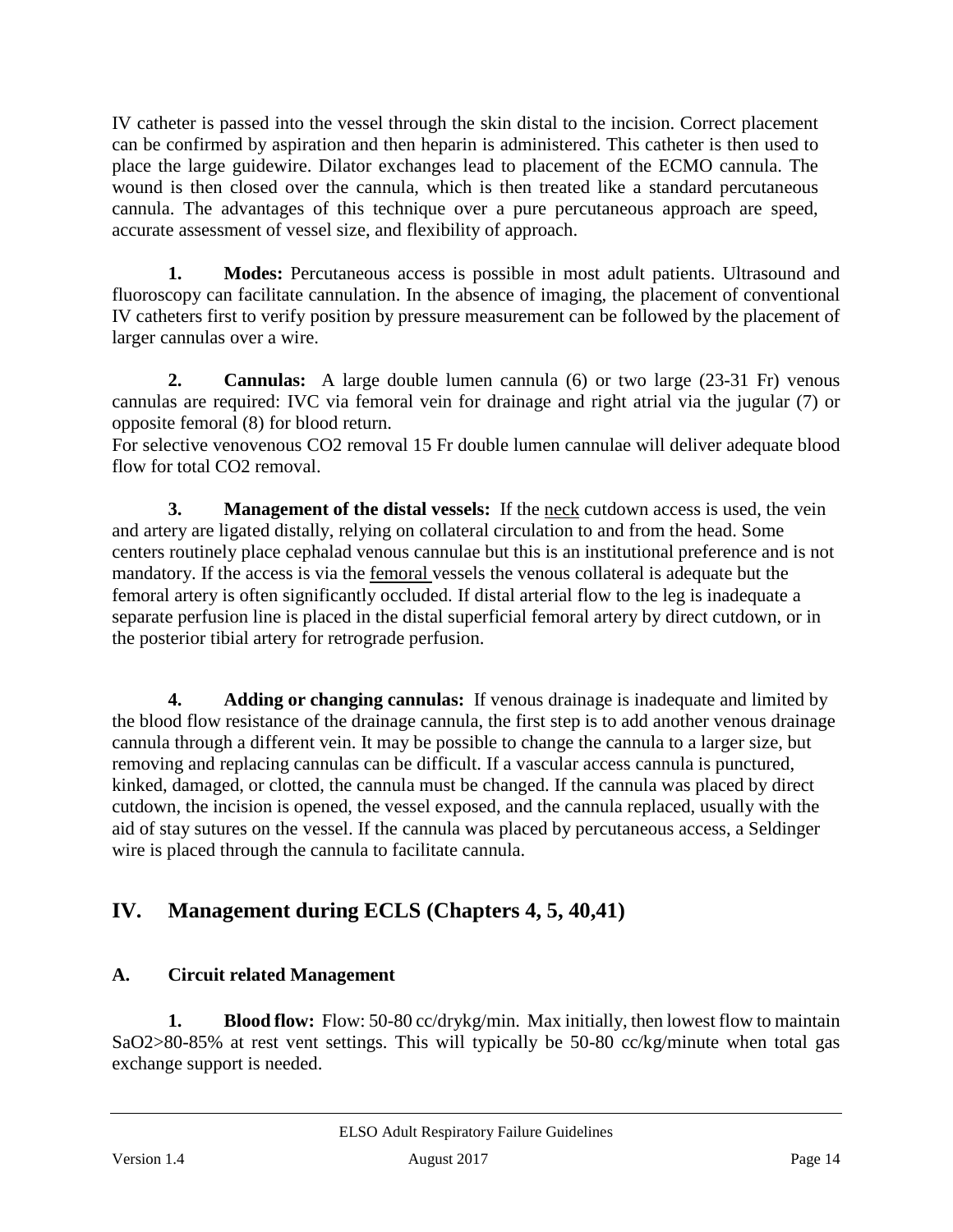IV catheter is passed into the vessel through the skin distal to the incision. Correct placement can be confirmed by aspiration and then heparin is administered. This catheter is then used to place the large guidewire. Dilator exchanges lead to placement of the ECMO cannula. The wound is then closed over the cannula, which is then treated like a standard percutaneous cannula. The advantages of this technique over a pure percutaneous approach are speed, accurate assessment of vessel size, and flexibility of approach.

**1. Modes:** Percutaneous access is possible in most adult patients. Ultrasound and fluoroscopy can facilitate cannulation. In the absence of imaging, the placement of conventional IV catheters first to verify position by pressure measurement can be followed by the placement of larger cannulas over a wire.

**2. Cannulas:** A large double lumen cannula (6) or two large (23-31 Fr) venous cannulas are required: IVC via femoral vein for drainage and right atrial via the jugular (7) or opposite femoral (8) for blood return.

For selective venovenous $CO_2$ removal 15 Fr double lumen cannulae will deliver adequate blood flow for total $CO_2$ removal.

**3. Management of the distal vessels:** If the <u>neck</u> cutdown access is used, the vein and artery are ligated distally, relying on collateral circulation to and from the head. Some centers routinely place cephalad venous cannulae but this is an institutional preference and is not mandatory. If the access is via the <u>femoral</u> vessels the venous collateral is adequate but the femoral artery is often significantly occluded. If distal arterial flow to the leg is inadequate a separate perfusion line is placed in the distal superficial femoral artery by direct cutdown, or in the posterior tibial artery for retrograde perfusion.

**4. Adding or changing cannulas:** If venous drainage is inadequate and limited by the blood flow resistance of the drainage cannula, the first step is to add another venous drainage cannula through a different vein. It may be possible to change the cannula to a larger size, but removing and replacing cannulas can be difficult. If a vascular access cannula is punctured, kinked, damaged, or clotted, the cannula must be changed. If the cannula was placed by direct cutdown, the incision is opened, the vessel exposed, and the cannula replaced, usually with the aid of stay sutures on the vessel. If the cannula was placed by percutaneous access, a Seldinger wire is placed through the cannula to facilitate cannula.

## IV. Management during ECLS (Chapters 4, 5, 40,41)

### A. Circuit related Management

**1. Blood flow:** Flow: 50-80 cc/drykg/min. Max initially, then lowest flow to maintain $SaO_2$>80-85% at rest vent settings. This will typically be 50-80 cc/kg/minute when total gas exchange support is needed.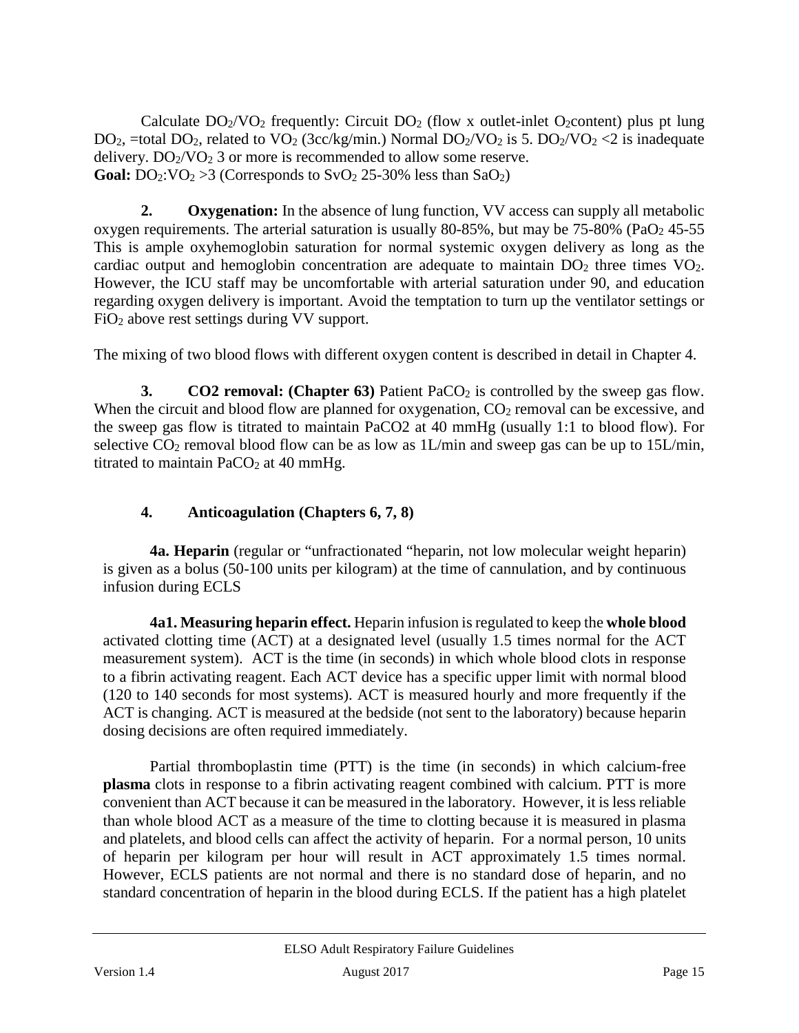Calculate $DO_2/VO_2$ frequently: Circuit $DO_2$ (flow x outlet-inlet $O_2$content) plus pt lung $DO_2$, =total $DO_2$, related to $VO_2$ (3cc/kg/min.) Normal $DO_2/VO_2$ is 5. $DO_2/VO_2$ <2 is inadequate delivery. $DO_2/VO_2$ 3 or more is recommended to allow some reserve.
**Goal:** $DO_2$:$VO_2$ >3 (Corresponds to $SvO_2$ 25-30% less than $SaO_2$)

**2. Oxygenation:** In the absence of lung function, VV access can supply all metabolic oxygen requirements. The arterial saturation is usually 80-85%, but may be 75-80% ($PaO_2$ 45-55 This is ample oxyhemoglobin saturation for normal systemic oxygen delivery as long as the cardiac output and hemoglobin concentration are adequate to maintain $DO_2$ three times $VO_2$. However, the ICU staff may be uncomfortable with arterial saturation under 90, and education regarding oxygen delivery is important. Avoid the temptation to turn up the ventilator settings or $FiO_2$ above rest settings during VV support.

The mixing of two blood flows with different oxygen content is described in detail in Chapter 4.

**3. CO2 removal: (Chapter 63)** Patient $PaCO_2$ is controlled by the sweep gas flow. When the circuit and blood flow are planned for oxygenation, $CO_2$ removal can be excessive, and the sweep gas flow is titrated to maintain PaCO2 at 40 mmHg (usually 1:1 to blood flow). For selective $CO_2$ removal blood flow can be as low as 1L/min and sweep gas can be up to 15L/min, titrated to maintain $PaCO_2$ at 40 mmHg.

**4. Anticoagulation (Chapters 6, 7, 8)**

**4a. Heparin** (regular or "unfractionated "heparin, not low molecular weight heparin) is given as a bolus (50-100 units per kilogram) at the time of cannulation, and by continuous infusion during ECLS

**4a1. Measuring heparin effect.** Heparin infusion is regulated to keep the **whole blood** activated clotting time (ACT) at a designated level (usually 1.5 times normal for the ACT measurement system). ACT is the time (in seconds) in which whole blood clots in response to a fibrin activating reagent. Each ACT device has a specific upper limit with normal blood (120 to 140 seconds for most systems). ACT is measured hourly and more frequently if the ACT is changing. ACT is measured at the bedside (not sent to the laboratory) because heparin dosing decisions are often required immediately.

Partial thromboplastin time (PTT) is the time (in seconds) in which calcium-free **plasma** clots in response to a fibrin activating reagent combined with calcium. PTT is more convenient than ACT because it can be measured in the laboratory. However, it is less reliable than whole blood ACT as a measure of the time to clotting because it is measured in plasma and platelets, and blood cells can affect the activity of heparin. For a normal person, 10 units of heparin per kilogram per hour will result in ACT approximately 1.5 times normal. However, ECLS patients are not normal and there is no standard dose of heparin, and no standard concentration of heparin in the blood during ECLS. If the patient has a high platelet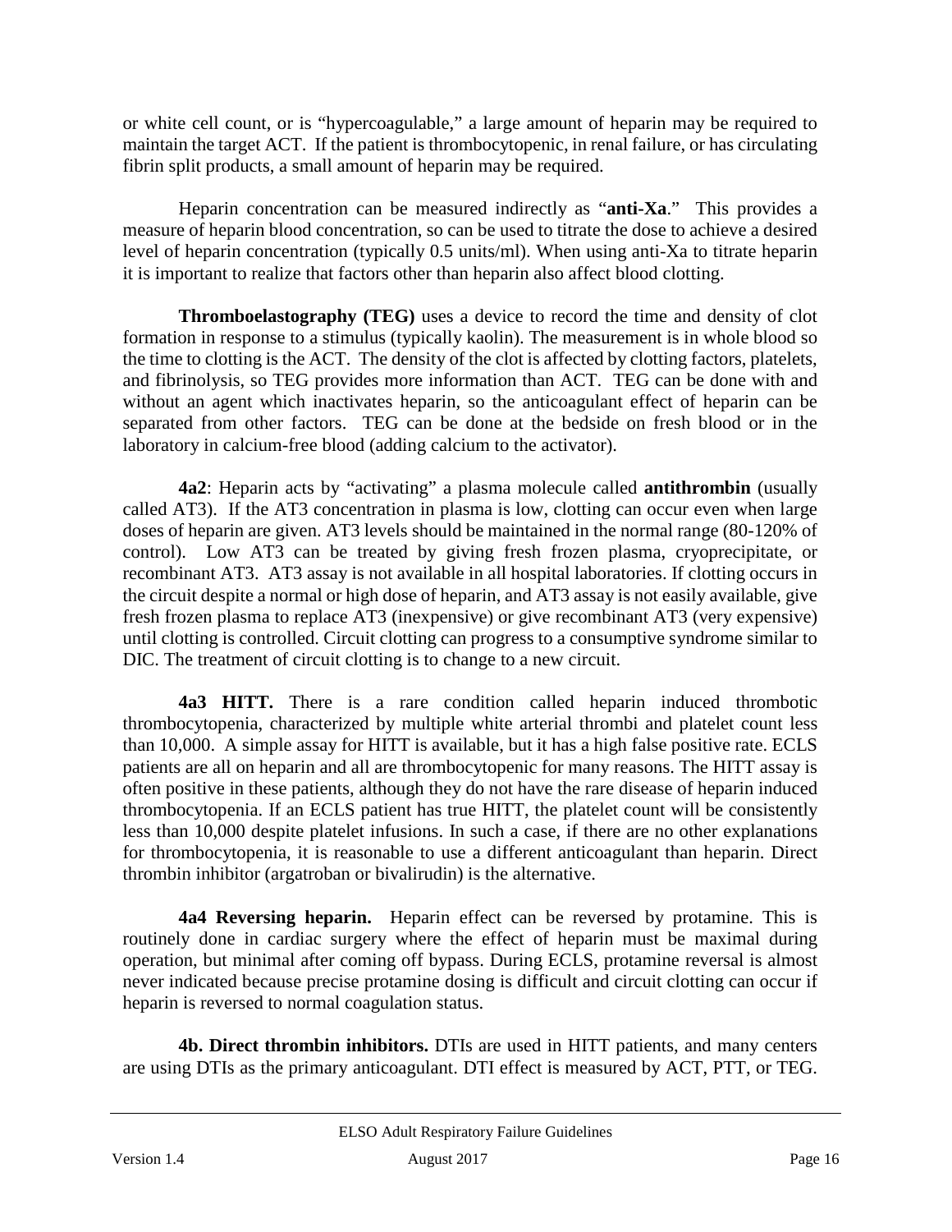or white cell count, or is "hypercoagulable," a large amount of heparin may be required to maintain the target ACT. If the patient is thrombocytopenic, in renal failure, or has circulating fibrin split products, a small amount of heparin may be required.

Heparin concentration can be measured indirectly as "**anti-Xa**." This provides a measure of heparin blood concentration, so can be used to titrate the dose to achieve a desired level of heparin concentration (typically 0.5 units/ml). When using anti-Xa to titrate heparin it is important to realize that factors other than heparin also affect blood clotting.

**Thromboelastography (TEG)** uses a device to record the time and density of clot formation in response to a stimulus (typically kaolin). The measurement is in whole blood so the time to clotting is the ACT. The density of the clot is affected by clotting factors, platelets, and fibrinolysis, so TEG provides more information than ACT. TEG can be done with and without an agent which inactivates heparin, so the anticoagulant effect of heparin can be separated from other factors. TEG can be done at the bedside on fresh blood or in the laboratory in calcium-free blood (adding calcium to the activator).

**4a2**: Heparin acts by "activating" a plasma molecule called **antithrombin** (usually called AT3). If the AT3 concentration in plasma is low, clotting can occur even when large doses of heparin are given. AT3 levels should be maintained in the normal range (80-120% of control). Low AT3 can be treated by giving fresh frozen plasma, cryoprecipitate, or recombinant AT3. AT3 assay is not available in all hospital laboratories. If clotting occurs in the circuit despite a normal or high dose of heparin, and AT3 assay is not easily available, give fresh frozen plasma to replace AT3 (inexpensive) or give recombinant AT3 (very expensive) until clotting is controlled. Circuit clotting can progress to a consumptive syndrome similar to DIC. The treatment of circuit clotting is to change to a new circuit.

**4a3 HITT.** There is a rare condition called heparin induced thrombotic thrombocytopenia, characterized by multiple white arterial thrombi and platelet count less than 10,000. A simple assay for HITT is available, but it has a high false positive rate. ECLS patients are all on heparin and all are thrombocytopenic for many reasons. The HITT assay is often positive in these patients, although they do not have the rare disease of heparin induced thrombocytopenia. If an ECLS patient has true HITT, the platelet count will be consistently less than 10,000 despite platelet infusions. In such a case, if there are no other explanations for thrombocytopenia, it is reasonable to use a different anticoagulant than heparin. Direct thrombin inhibitor (argatroban or bivalirudin) is the alternative.

**4a4 Reversing heparin.** Heparin effect can be reversed by protamine. This is routinely done in cardiac surgery where the effect of heparin must be maximal during operation, but minimal after coming off bypass. During ECLS, protamine reversal is almost never indicated because precise protamine dosing is difficult and circuit clotting can occur if heparin is reversed to normal coagulation status.

**4b. Direct thrombin inhibitors.** DTIs are used in HITT patients, and many centers are using DTIs as the primary anticoagulant. DTI effect is measured by ACT, PTT, or TEG.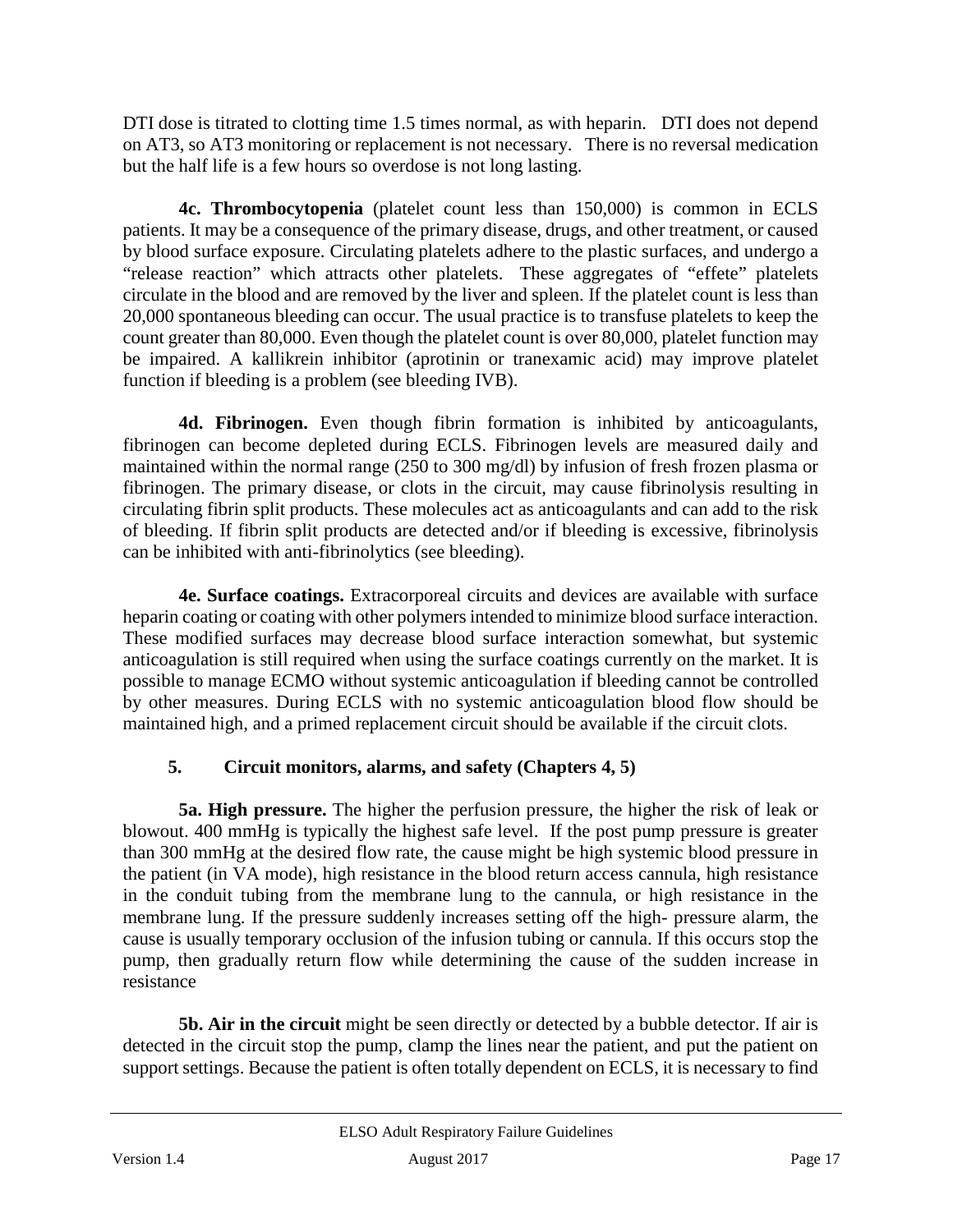DTI dose is titrated to clotting time 1.5 times normal, as with heparin. DTI does not depend on AT3, so AT3 monitoring or replacement is not necessary. There is no reversal medication but the half life is a few hours so overdose is not long lasting.

**4c. Thrombocytopenia** (platelet count less than 150,000) is common in ECLS patients. It may be a consequence of the primary disease, drugs, and other treatment, or caused by blood surface exposure. Circulating platelets adhere to the plastic surfaces, and undergo a "release reaction" which attracts other platelets. These aggregates of "effete" platelets circulate in the blood and are removed by the liver and spleen. If the platelet count is less than 20,000 spontaneous bleeding can occur. The usual practice is to transfuse platelets to keep the count greater than 80,000. Even though the platelet count is over 80,000, platelet function may be impaired. A kallikrein inhibitor (aprotinin or tranexamic acid) may improve platelet function if bleeding is a problem (see bleeding IVB).

**4d. Fibrinogen.** Even though fibrin formation is inhibited by anticoagulants, fibrinogen can become depleted during ECLS. Fibrinogen levels are measured daily and maintained within the normal range (250 to 300 mg/dl) by infusion of fresh frozen plasma or fibrinogen. The primary disease, or clots in the circuit, may cause fibrinolysis resulting in circulating fibrin split products. These molecules act as anticoagulants and can add to the risk of bleeding. If fibrin split products are detected and/or if bleeding is excessive, fibrinolysis can be inhibited with anti-fibrinolytics (see bleeding).

**4e. Surface coatings.** Extracorporeal circuits and devices are available with surface heparin coating or coating with other polymers intended to minimize blood surface interaction. These modified surfaces may decrease blood surface interaction somewhat, but systemic anticoagulation is still required when using the surface coatings currently on the market. It is possible to manage ECMO without systemic anticoagulation if bleeding cannot be controlled by other measures. During ECLS with no systemic anticoagulation blood flow should be maintained high, and a primed replacement circuit should be available if the circuit clots.

## 5. Circuit monitors, alarms, and safety (Chapters 4, 5)

**5a. High pressure.** The higher the perfusion pressure, the higher the risk of leak or blowout. 400 mmHg is typically the highest safe level. If the post pump pressure is greater than 300 mmHg at the desired flow rate, the cause might be high systemic blood pressure in the patient (in VA mode), high resistance in the blood return access cannula, high resistance in the conduit tubing from the membrane lung to the cannula, or high resistance in the membrane lung. If the pressure suddenly increases setting off the high- pressure alarm, the cause is usually temporary occlusion of the infusion tubing or cannula. If this occurs stop the pump, then gradually return flow while determining the cause of the sudden increase in resistance

**5b. Air in the circuit** might be seen directly or detected by a bubble detector. If air is detected in the circuit stop the pump, clamp the lines near the patient, and put the patient on support settings. Because the patient is often totally dependent on ECLS, it is necessary to find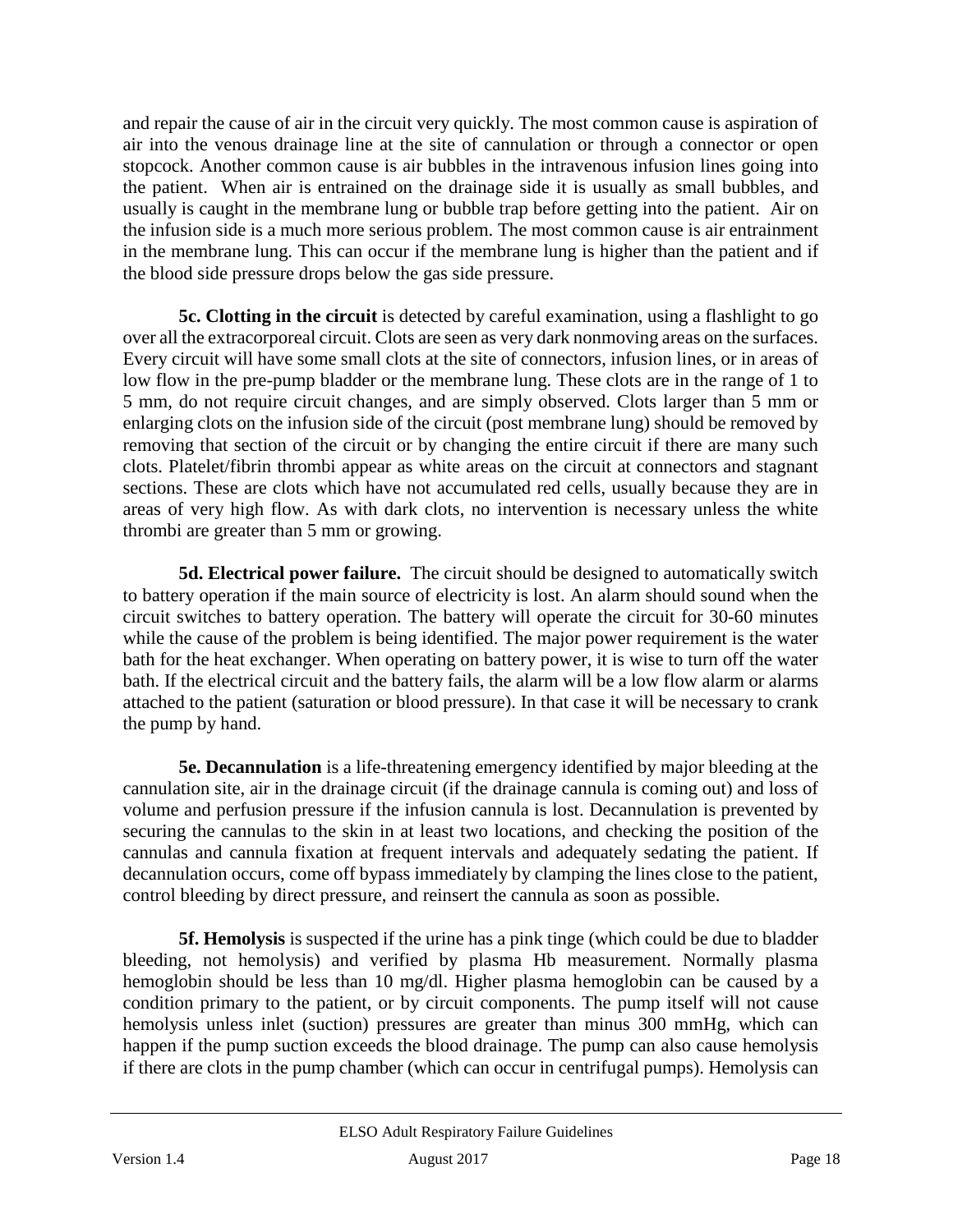and repair the cause of air in the circuit very quickly. The most common cause is aspiration of air into the venous drainage line at the site of cannulation or through a connector or open stopcock. Another common cause is air bubbles in the intravenous infusion lines going into the patient. When air is entrained on the drainage side it is usually as small bubbles, and usually is caught in the membrane lung or bubble trap before getting into the patient. Air on the infusion side is a much more serious problem. The most common cause is air entrainment in the membrane lung. This can occur if the membrane lung is higher than the patient and if the blood side pressure drops below the gas side pressure.

**5c. Clotting in the circuit** is detected by careful examination, using a flashlight to go over all the extracorporeal circuit. Clots are seen as very dark nonmoving areas on the surfaces. Every circuit will have some small clots at the site of connectors, infusion lines, or in areas of low flow in the pre-pump bladder or the membrane lung. These clots are in the range of 1 to 5 mm, do not require circuit changes, and are simply observed. Clots larger than 5 mm or enlarging clots on the infusion side of the circuit (post membrane lung) should be removed by removing that section of the circuit or by changing the entire circuit if there are many such clots. Platelet/fibrin thrombi appear as white areas on the circuit at connectors and stagnant sections. These are clots which have not accumulated red cells, usually because they are in areas of very high flow. As with dark clots, no intervention is necessary unless the white thrombi are greater than 5 mm or growing.

**5d. Electrical power failure.** The circuit should be designed to automatically switch to battery operation if the main source of electricity is lost. An alarm should sound when the circuit switches to battery operation. The battery will operate the circuit for 30-60 minutes while the cause of the problem is being identified. The major power requirement is the water bath for the heat exchanger. When operating on battery power, it is wise to turn off the water bath. If the electrical circuit and the battery fails, the alarm will be a low flow alarm or alarms attached to the patient (saturation or blood pressure). In that case it will be necessary to crank the pump by hand.

**5e. Decannulation** is a life-threatening emergency identified by major bleeding at the cannulation site, air in the drainage circuit (if the drainage cannula is coming out) and loss of volume and perfusion pressure if the infusion cannula is lost. Decannulation is prevented by securing the cannulas to the skin in at least two locations, and checking the position of the cannulas and cannula fixation at frequent intervals and adequately sedating the patient. If decannulation occurs, come off bypass immediately by clamping the lines close to the patient, control bleeding by direct pressure, and reinsert the cannula as soon as possible.

**5f. Hemolysis** is suspected if the urine has a pink tinge (which could be due to bladder bleeding, not hemolysis) and verified by plasma Hb measurement. Normally plasma hemoglobin should be less than 10 mg/dl. Higher plasma hemoglobin can be caused by a condition primary to the patient, or by circuit components. The pump itself will not cause hemolysis unless inlet (suction) pressures are greater than minus 300 mmHg, which can happen if the pump suction exceeds the blood drainage. The pump can also cause hemolysis if there are clots in the pump chamber (which can occur in centrifugal pumps). Hemolysis can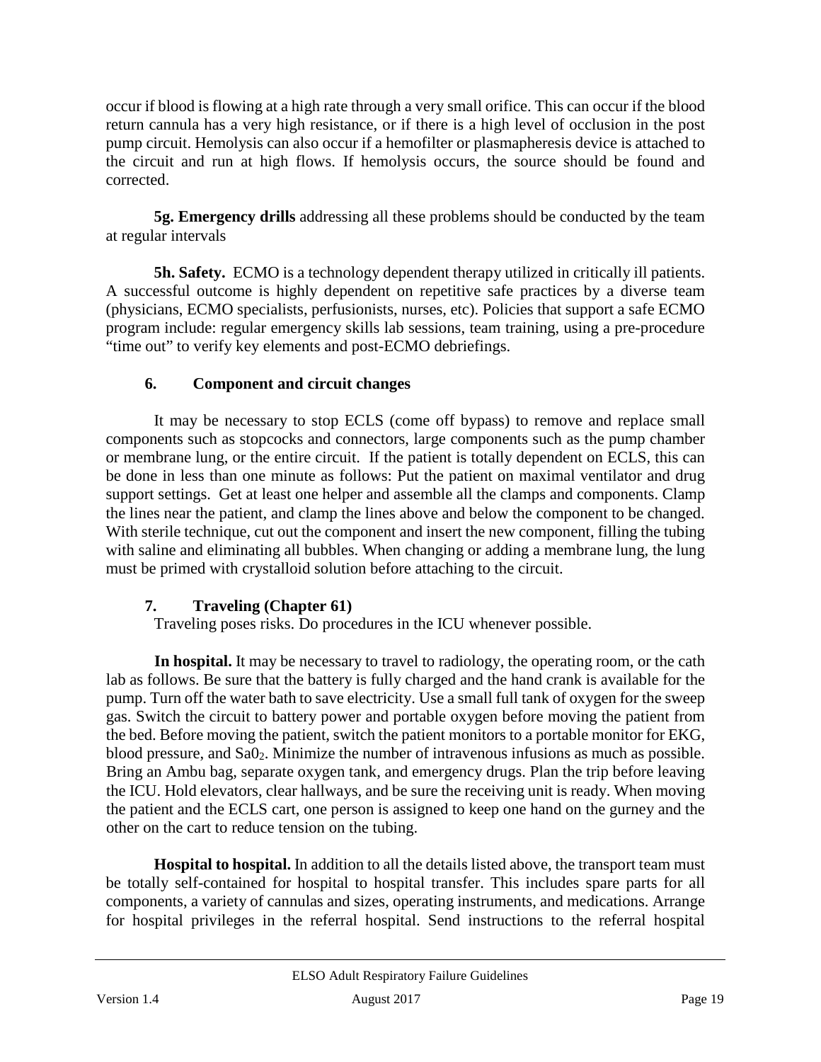occur if blood is flowing at a high rate through a very small orifice. This can occur if the blood return cannula has a very high resistance, or if there is a high level of occlusion in the post pump circuit. Hemolysis can also occur if a hemofilter or plasmapheresis device is attached to the circuit and run at high flows. If hemolysis occurs, the source should be found and corrected.

**5g. Emergency drills** addressing all these problems should be conducted by the team at regular intervals

**5h. Safety.** ECMO is a technology dependent therapy utilized in critically ill patients. A successful outcome is highly dependent on repetitive safe practices by a diverse team (physicians, ECMO specialists, perfusionists, nurses, etc). Policies that support a safe ECMO program include: regular emergency skills lab sessions, team training, using a pre-procedure "time out" to verify key elements and post-ECMO debriefings.

## 6. Component and circuit changes

It may be necessary to stop ECLS (come off bypass) to remove and replace small components such as stopcocks and connectors, large components such as the pump chamber or membrane lung, or the entire circuit. If the patient is totally dependent on ECLS, this can be done in less than one minute as follows: Put the patient on maximal ventilator and drug support settings. Get at least one helper and assemble all the clamps and components. Clamp the lines near the patient, and clamp the lines above and below the component to be changed. With sterile technique, cut out the component and insert the new component, filling the tubing with saline and eliminating all bubbles. When changing or adding a membrane lung, the lung must be primed with crystalloid solution before attaching to the circuit.

## 7. Traveling (Chapter 61)

Traveling poses risks. Do procedures in the ICU whenever possible.

**In hospital.** It may be necessary to travel to radiology, the operating room, or the cath lab as follows. Be sure that the battery is fully charged and the hand crank is available for the pump. Turn off the water bath to save electricity. Use a small full tank of oxygen for the sweep gas. Switch the circuit to battery power and portable oxygen before moving the patient from the bed. Before moving the patient, switch the patient monitors to a portable monitor for EKG, blood pressure, and $Sa0_2$. Minimize the number of intravenous infusions as much as possible. Bring an Ambu bag, separate oxygen tank, and emergency drugs. Plan the trip before leaving the ICU. Hold elevators, clear hallways, and be sure the receiving unit is ready. When moving the patient and the ECLS cart, one person is assigned to keep one hand on the gurney and the other on the cart to reduce tension on the tubing.

**Hospital to hospital.** In addition to all the details listed above, the transport team must be totally self-contained for hospital to hospital transfer. This includes spare parts for all components, a variety of cannulas and sizes, operating instruments, and medications. Arrange for hospital privileges in the referral hospital. Send instructions to the referral hospital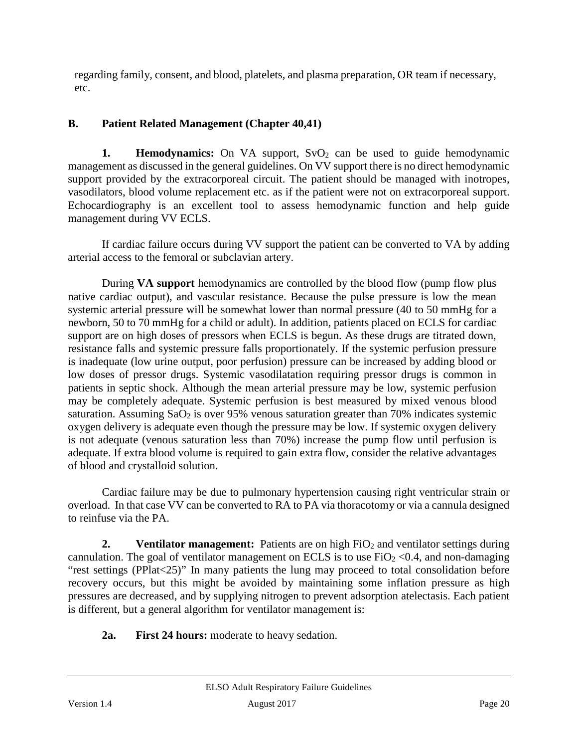regarding family, consent, and blood, platelets, and plasma preparation, OR team if necessary, etc.

## B. Patient Related Management (Chapter 40,41)

**1. Hemodynamics:** On VA support, $SvO_2$ can be used to guide hemodynamic management as discussed in the general guidelines. On VV support there is no direct hemodynamic support provided by the extracorporeal circuit. The patient should be managed with inotropes, vasodilators, blood volume replacement etc. as if the patient were not on extracorporeal support. Echocardiography is an excellent tool to assess hemodynamic function and help guide management during VV ECLS.

If cardiac failure occurs during VV support the patient can be converted to VA by adding arterial access to the femoral or subclavian artery.

During **VA support** hemodynamics are controlled by the blood flow (pump flow plus native cardiac output), and vascular resistance. Because the pulse pressure is low the mean systemic arterial pressure will be somewhat lower than normal pressure (40 to 50 mmHg for a newborn, 50 to 70 mmHg for a child or adult). In addition, patients placed on ECLS for cardiac support are on high doses of pressors when ECLS is begun. As these drugs are titrated down, resistance falls and systemic pressure falls proportionately. If the systemic perfusion pressure is inadequate (low urine output, poor perfusion) pressure can be increased by adding blood or low doses of pressor drugs. Systemic vasodilatation requiring pressor drugs is common in patients in septic shock. Although the mean arterial pressure may be low, systemic perfusion may be completely adequate. Systemic perfusion is best measured by mixed venous blood saturation. Assuming $SaO_2$ is over 95% venous saturation greater than 70% indicates systemic oxygen delivery is adequate even though the pressure may be low. If systemic oxygen delivery is not adequate (venous saturation less than 70%) increase the pump flow until perfusion is adequate. If extra blood volume is required to gain extra flow, consider the relative advantages of blood and crystalloid solution.

Cardiac failure may be due to pulmonary hypertension causing right ventricular strain or overload. In that case VV can be converted to RA to PA via thoracotomy or via a cannula designed to reinfuse via the PA.

**2. Ventilator management:** Patients are on high $FiO_2$ and ventilator settings during cannulation. The goal of ventilator management on ECLS is to use $FiO_2 < 0.4$, and non-damaging "rest settings (PPlat<25)" In many patients the lung may proceed to total consolidation before recovery occurs, but this might be avoided by maintaining some inflation pressure as high pressures are decreased, and by supplying nitrogen to prevent adsorption atelectasis. Each patient is different, but a general algorithm for ventilator management is:

**2a. First 24 hours:** moderate to heavy sedation.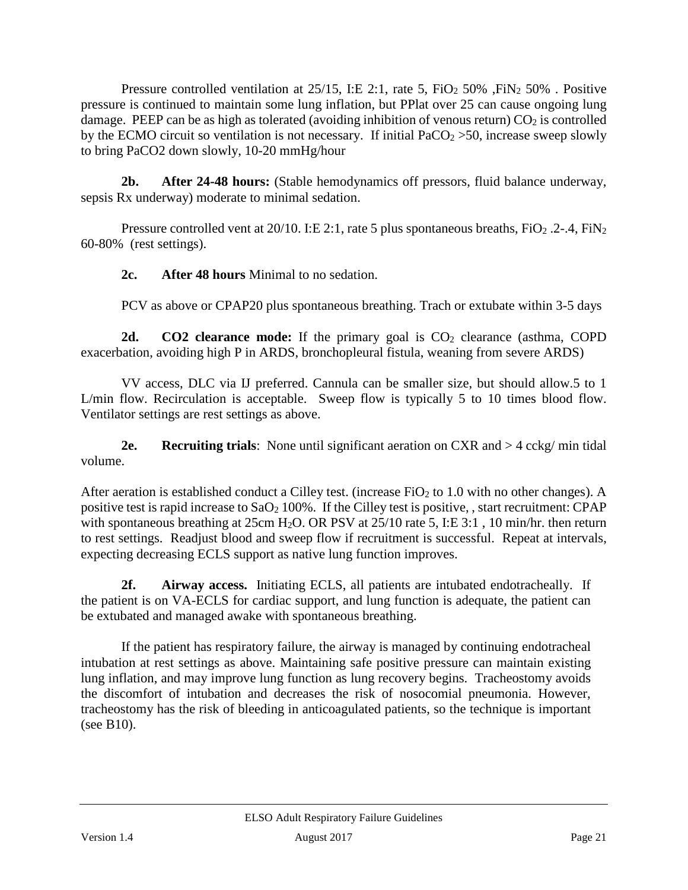Pressure controlled ventilation at 25/15, I:E 2:1, rate 5, $FiO_2$ 50% ,$FiN_2$ 50% . Positive pressure is continued to maintain some lung inflation, but PPlat over 25 can cause ongoing lung damage. PEEP can be as high as tolerated (avoiding inhibition of venous return) $CO_2$ is controlled by the ECMO circuit so ventilation is not necessary. If initial $PaCO_2$ >50, increase sweep slowly to bring PaCO2 down slowly, 10-20 mmHg/hour

**2b. After 24-48 hours:** (Stable hemodynamics off pressors, fluid balance underway, sepsis Rx underway) moderate to minimal sedation.

Pressure controlled vent at 20/10. I:E 2:1, rate 5 plus spontaneous breaths, $FiO_2$ .2-.4, $FiN_2$ 60-80% (rest settings).

**2c. After 48 hours** Minimal to no sedation.

PCV as above or CPAP20 plus spontaneous breathing. Trach or extubate within 3-5 days

**2d. CO2 clearance mode:** If the primary goal is $CO_2$ clearance (asthma, COPD exacerbation, avoiding high P in ARDS, bronchopleural fistula, weaning from severe ARDS)

VV access, DLC via IJ preferred. Cannula can be smaller size, but should allow.5 to 1 L/min flow. Recirculation is acceptable. Sweep flow is typically 5 to 10 times blood flow. Ventilator settings are rest settings as above.

**2e. Recruiting trials**: None until significant aeration on CXR and > 4 cckg/ min tidal volume.

After aeration is established conduct a Cilley test. (increase $FiO_2$ to 1.0 with no other changes). A positive test is rapid increase to $SaO_2$ 100%. If the Cilley test is positive, , start recruitment: CPAP with spontaneous breathing at 25cm $H_2O$. OR PSV at 25/10 rate 5, I:E 3:1 , 10 min/hr. then return to rest settings. Readjust blood and sweep flow if recruitment is successful. Repeat at intervals, expecting decreasing ECLS support as native lung function improves.

**2f. Airway access.** Initiating ECLS, all patients are intubated endotracheally. If the patient is on VA-ECLS for cardiac support, and lung function is adequate, the patient can be extubated and managed awake with spontaneous breathing.

If the patient has respiratory failure, the airway is managed by continuing endotracheal intubation at rest settings as above. Maintaining safe positive pressure can maintain existing lung inflation, and may improve lung function as lung recovery begins. Tracheostomy avoids the discomfort of intubation and decreases the risk of nosocomial pneumonia. However, tracheostomy has the risk of bleeding in anticoagulated patients, so the technique is important (see B10).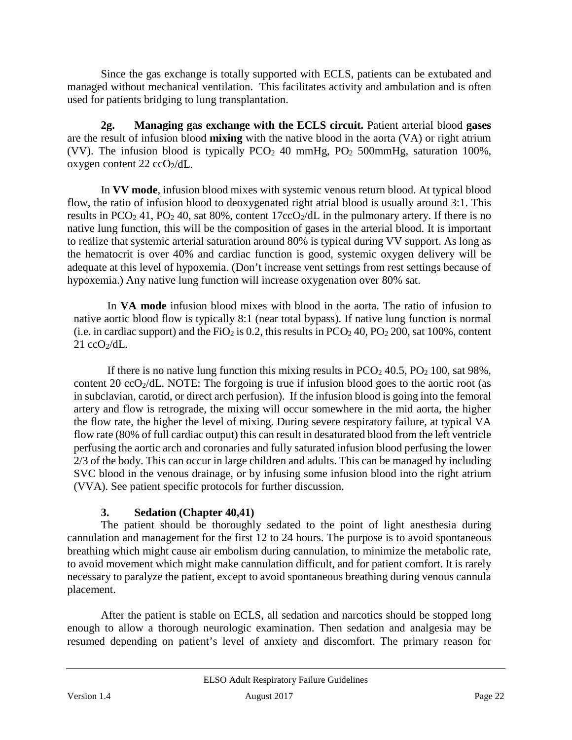Since the gas exchange is totally supported with ECLS, patients can be extubated and managed without mechanical ventilation. This facilitates activity and ambulation and is often used for patients bridging to lung transplantation.

**2g. Managing gas exchange with the ECLS circuit.** Patient arterial blood **gases** are the result of infusion blood **mixing** with the native blood in the aorta (VA) or right atrium (VV). The infusion blood is typically $PCO_2$ 40 mmHg, $PO_2$ 500mmHg, saturation 100%, oxygen content 22 $ccO_2$/dL.

In **VV mode**, infusion blood mixes with systemic venous return blood. At typical blood flow, the ratio of infusion blood to deoxygenated right atrial blood is usually around 3:1. This results in $PCO_2$ 41, $PO_2$ 40, sat 80%, content 17$ccO_2$/dL in the pulmonary artery. If there is no native lung function, this will be the composition of gases in the arterial blood. It is important to realize that systemic arterial saturation around 80% is typical during VV support. As long as the hematocrit is over 40% and cardiac function is good, systemic oxygen delivery will be adequate at this level of hypoxemia. (Don't increase vent settings from rest settings because of hypoxemia.) Any native lung function will increase oxygenation over 80% sat.

In **VA mode** infusion blood mixes with blood in the aorta. The ratio of infusion to native aortic blood flow is typically 8:1 (near total bypass). If native lung function is normal (i.e. in cardiac support) and the $FiO_2$ is 0.2, this results in $PCO_2$ 40, $PO_2$ 200, sat 100%, content 21 $ccO_2$/dL.

If there is no native lung function this mixing results in $PCO_2$ 40.5, $PO_2$ 100, sat 98%, content 20 $ccO_2$/dL. NOTE: The forgoing is true if infusion blood goes to the aortic root (as in subclavian, carotid, or direct arch perfusion). If the infusion blood is going into the femoral artery and flow is retrograde, the mixing will occur somewhere in the mid aorta, the higher the flow rate, the higher the level of mixing. During severe respiratory failure, at typical VA flow rate (80% of full cardiac output) this can result in desaturated blood from the left ventricle perfusing the aortic arch and coronaries and fully saturated infusion blood perfusing the lower 2/3 of the body. This can occur in large children and adults. This can be managed by including SVC blood in the venous drainage, or by infusing some infusion blood into the right atrium (VVA). See patient specific protocols for further discussion.

### 3. Sedation (Chapter 40,41)

The patient should be thoroughly sedated to the point of light anesthesia during cannulation and management for the first 12 to 24 hours. The purpose is to avoid spontaneous breathing which might cause air embolism during cannulation, to minimize the metabolic rate, to avoid movement which might make cannulation difficult, and for patient comfort. It is rarely necessary to paralyze the patient, except to avoid spontaneous breathing during venous cannula placement.

After the patient is stable on ECLS, all sedation and narcotics should be stopped long enough to allow a thorough neurologic examination. Then sedation and analgesia may be resumed depending on patient's level of anxiety and discomfort. The primary reason for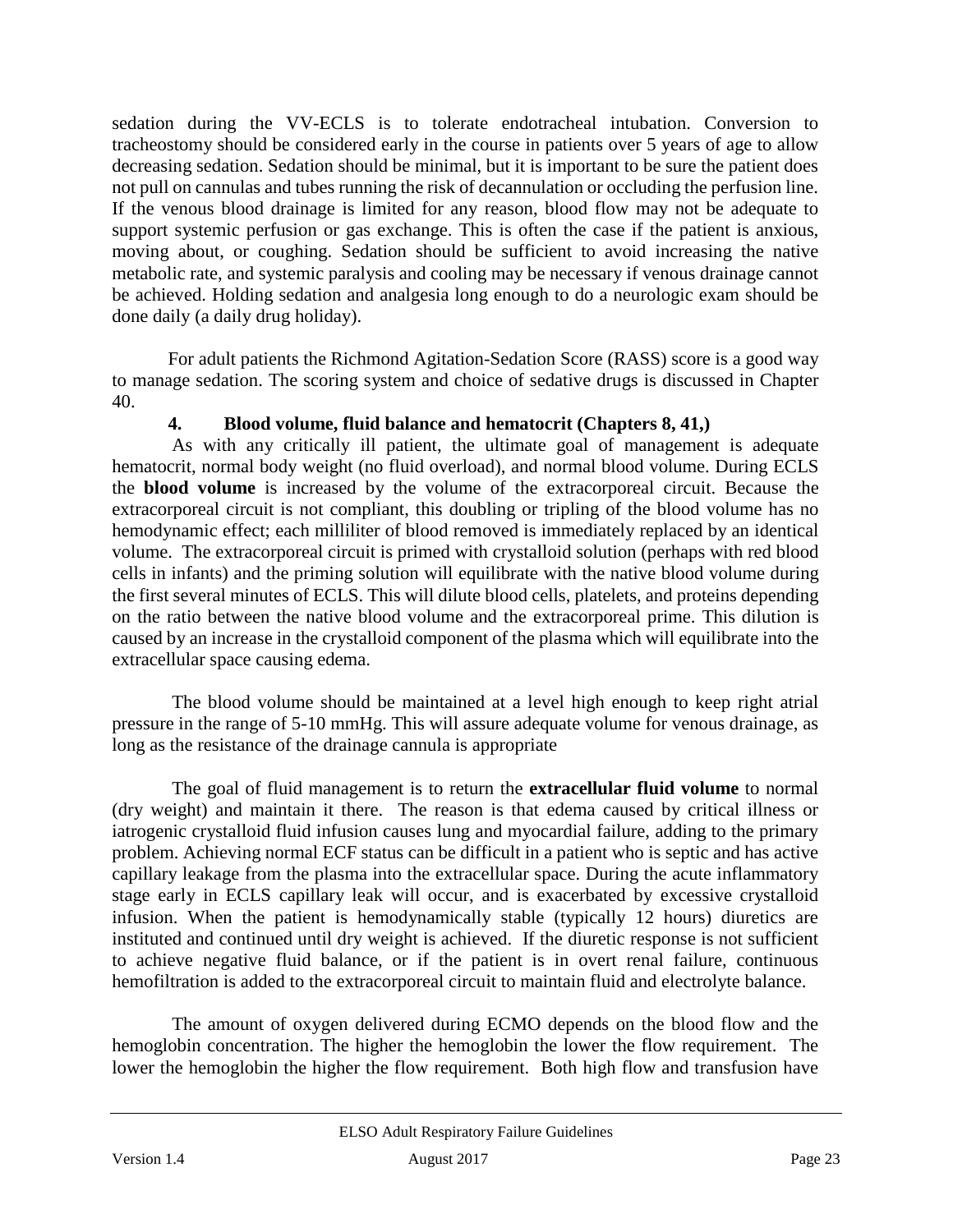sedation during the VV-ECLS is to tolerate endotracheal intubation. Conversion to tracheostomy should be considered early in the course in patients over 5 years of age to allow decreasing sedation. Sedation should be minimal, but it is important to be sure the patient does not pull on cannulas and tubes running the risk of decannulation or occluding the perfusion line. If the venous blood drainage is limited for any reason, blood flow may not be adequate to support systemic perfusion or gas exchange. This is often the case if the patient is anxious, moving about, or coughing. Sedation should be sufficient to avoid increasing the native metabolic rate, and systemic paralysis and cooling may be necessary if venous drainage cannot be achieved. Holding sedation and analgesia long enough to do a neurologic exam should be done daily (a daily drug holiday).

For adult patients the Richmond Agitation-Sedation Score (RASS) score is a good way to manage sedation. The scoring system and choice of sedative drugs is discussed in Chapter 40.

### 4. Blood volume, fluid balance and hematocrit (Chapters 8, 41,)

As with any critically ill patient, the ultimate goal of management is adequate hematocrit, normal body weight (no fluid overload), and normal blood volume. During ECLS the **blood volume** is increased by the volume of the extracorporeal circuit. Because the extracorporeal circuit is not compliant, this doubling or tripling of the blood volume has no hemodynamic effect; each milliliter of blood removed is immediately replaced by an identical volume. The extracorporeal circuit is primed with crystalloid solution (perhaps with red blood cells in infants) and the priming solution will equilibrate with the native blood volume during the first several minutes of ECLS. This will dilute blood cells, platelets, and proteins depending on the ratio between the native blood volume and the extracorporeal prime. This dilution is caused by an increase in the crystalloid component of the plasma which will equilibrate into the extracellular space causing edema.

The blood volume should be maintained at a level high enough to keep right atrial pressure in the range of 5-10 mmHg. This will assure adequate volume for venous drainage, as long as the resistance of the drainage cannula is appropriate

The goal of fluid management is to return the **extracellular fluid volume** to normal (dry weight) and maintain it there. The reason is that edema caused by critical illness or iatrogenic crystalloid fluid infusion causes lung and myocardial failure, adding to the primary problem. Achieving normal ECF status can be difficult in a patient who is septic and has active capillary leakage from the plasma into the extracellular space. During the acute inflammatory stage early in ECLS capillary leak will occur, and is exacerbated by excessive crystalloid infusion. When the patient is hemodynamically stable (typically 12 hours) diuretics are instituted and continued until dry weight is achieved. If the diuretic response is not sufficient to achieve negative fluid balance, or if the patient is in overt renal failure, continuous hemofiltration is added to the extracorporeal circuit to maintain fluid and electrolyte balance.

The amount of oxygen delivered during ECMO depends on the blood flow and the hemoglobin concentration. The higher the hemoglobin the lower the flow requirement. The lower the hemoglobin the higher the flow requirement. Both high flow and transfusion have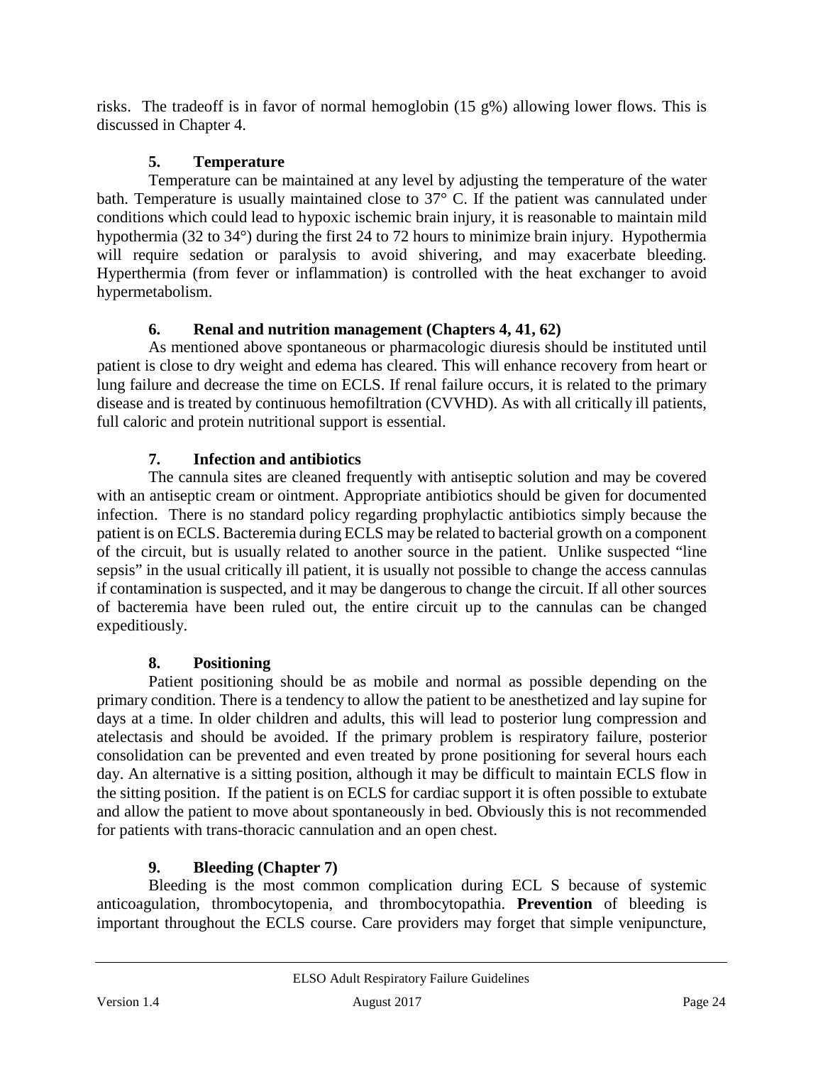risks. The tradeoff is in favor of normal hemoglobin (15 g%) allowing lower flows. This is discussed in Chapter 4.

### 5. Temperature

Temperature can be maintained at any level by adjusting the temperature of the water bath. Temperature is usually maintained close to 37° C. If the patient was cannulated under conditions which could lead to hypoxic ischemic brain injury, it is reasonable to maintain mild hypothermia (32 to 34°) during the first 24 to 72 hours to minimize brain injury. Hypothermia will require sedation or paralysis to avoid shivering, and may exacerbate bleeding. Hyperthermia (from fever or inflammation) is controlled with the heat exchanger to avoid hypermetabolism.

### 6. Renal and nutrition management (Chapters 4, 41, 62)

As mentioned above spontaneous or pharmacologic diuresis should be instituted until patient is close to dry weight and edema has cleared. This will enhance recovery from heart or lung failure and decrease the time on ECLS. If renal failure occurs, it is related to the primary disease and is treated by continuous hemofiltration (CVVHD). As with all critically ill patients, full caloric and protein nutritional support is essential.

### 7. Infection and antibiotics

The cannula sites are cleaned frequently with antiseptic solution and may be covered with an antiseptic cream or ointment. Appropriate antibiotics should be given for documented infection. There is no standard policy regarding prophylactic antibiotics simply because the patient is on ECLS. Bacteremia during ECLS may be related to bacterial growth on a component of the circuit, but is usually related to another source in the patient. Unlike suspected "line sepsis" in the usual critically ill patient, it is usually not possible to change the access cannulas if contamination is suspected, and it may be dangerous to change the circuit. If all other sources of bacteremia have been ruled out, the entire circuit up to the cannulas can be changed expeditiously.

### 8. Positioning

Patient positioning should be as mobile and normal as possible depending on the primary condition. There is a tendency to allow the patient to be anesthetized and lay supine for days at a time. In older children and adults, this will lead to posterior lung compression and atelectasis and should be avoided. If the primary problem is respiratory failure, posterior consolidation can be prevented and even treated by prone positioning for several hours each day. An alternative is a sitting position, although it may be difficult to maintain ECLS flow in the sitting position. If the patient is on ECLS for cardiac support it is often possible to extubate and allow the patient to move about spontaneously in bed. Obviously this is not recommended for patients with trans-thoracic cannulation and an open chest.

### 9. Bleeding (Chapter 7)

Bleeding is the most common complication during ECL S because of systemic anticoagulation, thrombocytopenia, and thrombocytopathia. **Prevention** of bleeding is important throughout the ECLS course. Care providers may forget that simple venipuncture,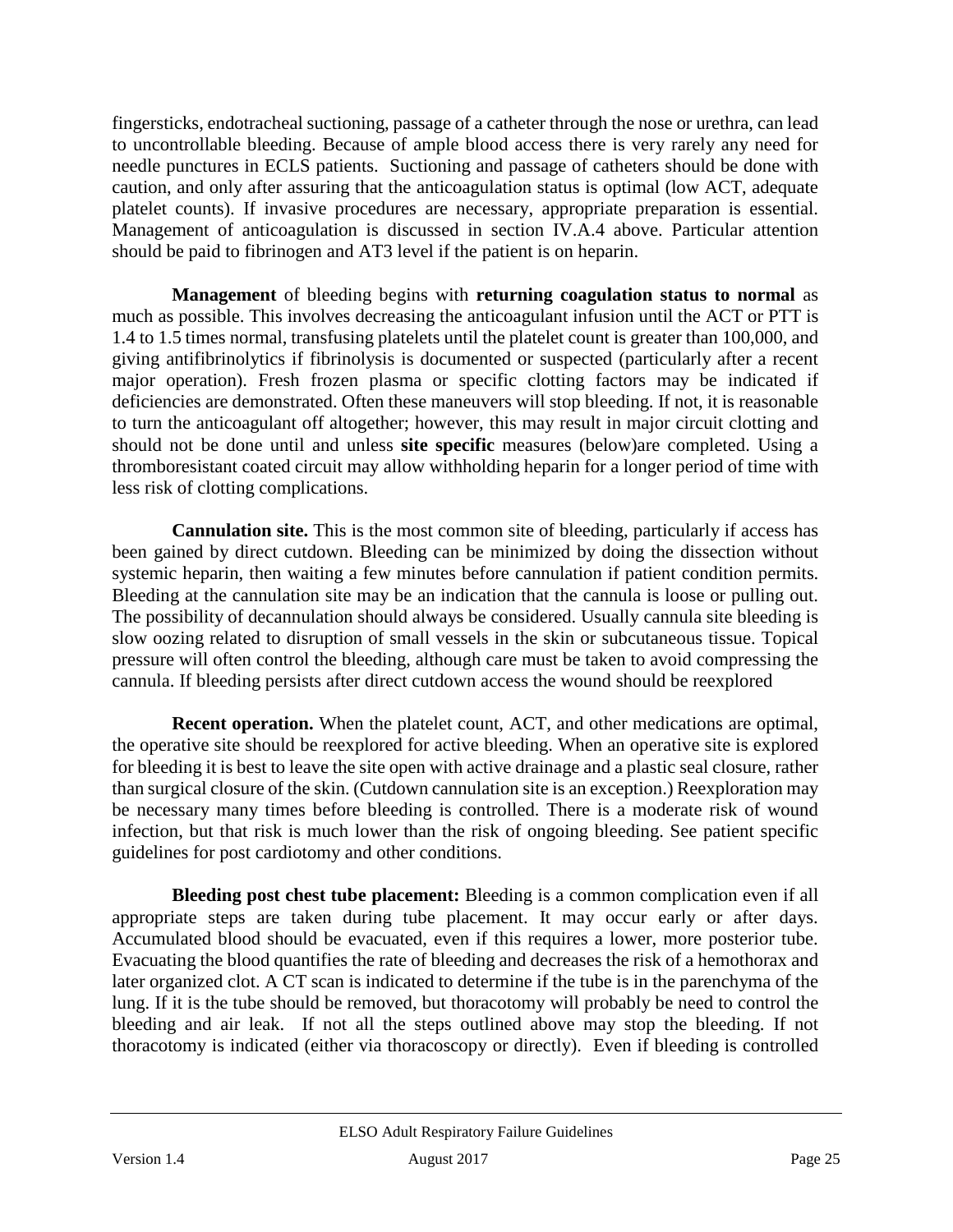fingersticks, endotracheal suctioning, passage of a catheter through the nose or urethra, can lead to uncontrollable bleeding. Because of ample blood access there is very rarely any need for needle punctures in ECLS patients. Suctioning and passage of catheters should be done with caution, and only after assuring that the anticoagulation status is optimal (low ACT, adequate platelet counts). If invasive procedures are necessary, appropriate preparation is essential. Management of anticoagulation is discussed in section IV.A.4 above. Particular attention should be paid to fibrinogen and AT3 level if the patient is on heparin.

**Management** of bleeding begins with **returning coagulation status to normal** as much as possible. This involves decreasing the anticoagulant infusion until the ACT or PTT is 1.4 to 1.5 times normal, transfusing platelets until the platelet count is greater than 100,000, and giving antifibrinolytics if fibrinolysis is documented or suspected (particularly after a recent major operation). Fresh frozen plasma or specific clotting factors may be indicated if deficiencies are demonstrated. Often these maneuvers will stop bleeding. If not, it is reasonable to turn the anticoagulant off altogether; however, this may result in major circuit clotting and should not be done until and unless **site specific** measures (below)are completed. Using a thromboresistant coated circuit may allow withholding heparin for a longer period of time with less risk of clotting complications.

**Cannulation site.** This is the most common site of bleeding, particularly if access has been gained by direct cutdown. Bleeding can be minimized by doing the dissection without systemic heparin, then waiting a few minutes before cannulation if patient condition permits. Bleeding at the cannulation site may be an indication that the cannula is loose or pulling out. The possibility of decannulation should always be considered. Usually cannula site bleeding is slow oozing related to disruption of small vessels in the skin or subcutaneous tissue. Topical pressure will often control the bleeding, although care must be taken to avoid compressing the cannula. If bleeding persists after direct cutdown access the wound should be reexplored

**Recent operation.** When the platelet count, ACT, and other medications are optimal, the operative site should be reexplored for active bleeding. When an operative site is explored for bleeding it is best to leave the site open with active drainage and a plastic seal closure, rather than surgical closure of the skin. (Cutdown cannulation site is an exception.) Reexploration may be necessary many times before bleeding is controlled. There is a moderate risk of wound infection, but that risk is much lower than the risk of ongoing bleeding. See patient specific guidelines for post cardiotomy and other conditions.

**Bleeding post chest tube placement:** Bleeding is a common complication even if all appropriate steps are taken during tube placement. It may occur early or after days. Accumulated blood should be evacuated, even if this requires a lower, more posterior tube. Evacuating the blood quantifies the rate of bleeding and decreases the risk of a hemothorax and later organized clot. A CT scan is indicated to determine if the tube is in the parenchyma of the lung. If it is the tube should be removed, but thoracotomy will probably be need to control the bleeding and air leak. If not all the steps outlined above may stop the bleeding. If not thoracotomy is indicated (either via thoracoscopy or directly). Even if bleeding is controlled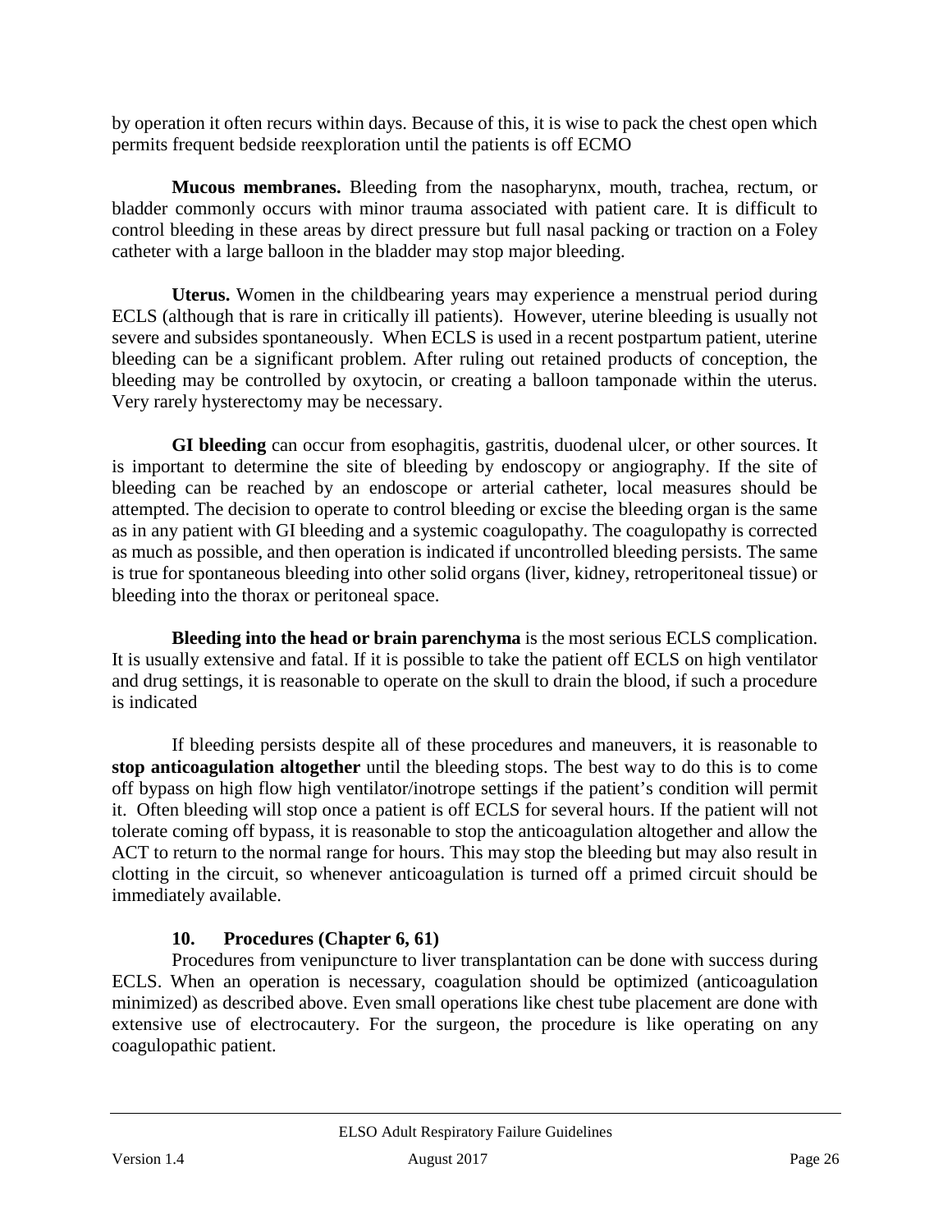by operation it often recurs within days. Because of this, it is wise to pack the chest open which permits frequent bedside reexploration until the patients is off ECMO

**Mucous membranes.** Bleeding from the nasopharynx, mouth, trachea, rectum, or bladder commonly occurs with minor trauma associated with patient care. It is difficult to control bleeding in these areas by direct pressure but full nasal packing or traction on a Foley catheter with a large balloon in the bladder may stop major bleeding.

**Uterus.** Women in the childbearing years may experience a menstrual period during ECLS (although that is rare in critically ill patients). However, uterine bleeding is usually not severe and subsides spontaneously. When ECLS is used in a recent postpartum patient, uterine bleeding can be a significant problem. After ruling out retained products of conception, the bleeding may be controlled by oxytocin, or creating a balloon tamponade within the uterus. Very rarely hysterectomy may be necessary.

**GI bleeding** can occur from esophagitis, gastritis, duodenal ulcer, or other sources. It is important to determine the site of bleeding by endoscopy or angiography. If the site of bleeding can be reached by an endoscope or arterial catheter, local measures should be attempted. The decision to operate to control bleeding or excise the bleeding organ is the same as in any patient with GI bleeding and a systemic coagulopathy. The coagulopathy is corrected as much as possible, and then operation is indicated if uncontrolled bleeding persists. The same is true for spontaneous bleeding into other solid organs (liver, kidney, retroperitoneal tissue) or bleeding into the thorax or peritoneal space.

**Bleeding into the head or brain parenchyma** is the most serious ECLS complication. It is usually extensive and fatal. If it is possible to take the patient off ECLS on high ventilator and drug settings, it is reasonable to operate on the skull to drain the blood, if such a procedure is indicated

If bleeding persists despite all of these procedures and maneuvers, it is reasonable to **stop anticoagulation altogether** until the bleeding stops. The best way to do this is to come off bypass on high flow high ventilator/inotrope settings if the patient's condition will permit it. Often bleeding will stop once a patient is off ECLS for several hours. If the patient will not tolerate coming off bypass, it is reasonable to stop the anticoagulation altogether and allow the ACT to return to the normal range for hours. This may stop the bleeding but may also result in clotting in the circuit, so whenever anticoagulation is turned off a primed circuit should be immediately available.

### 10. Procedures (Chapter 6, 61)

Procedures from venipuncture to liver transplantation can be done with success during ECLS. When an operation is necessary, coagulation should be optimized (anticoagulation minimized) as described above. Even small operations like chest tube placement are done with extensive use of electrocautery. For the surgeon, the procedure is like operating on any coagulopathic patient.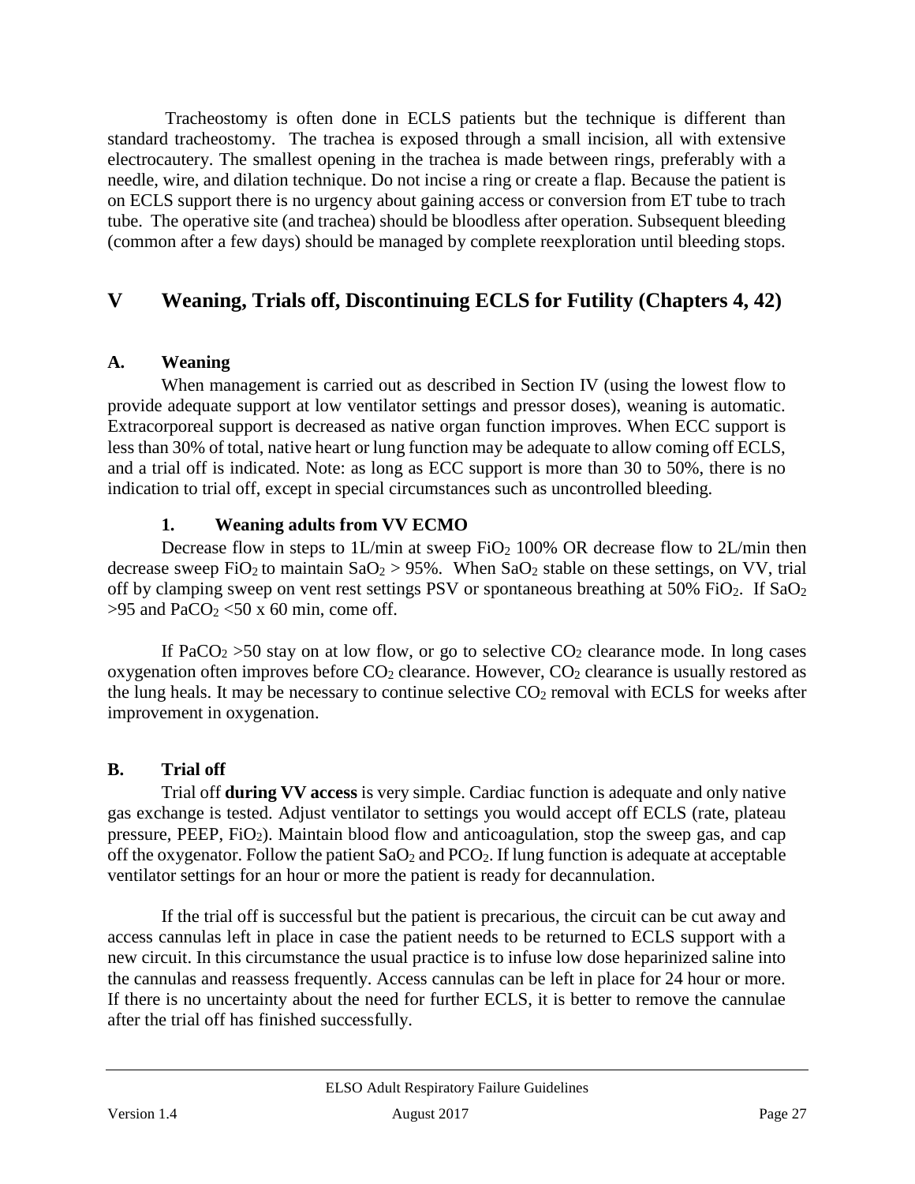Tracheostomy is often done in ECLS patients but the technique is different than standard tracheostomy. The trachea is exposed through a small incision, all with extensive electrocautery. The smallest opening in the trachea is made between rings, preferably with a needle, wire, and dilation technique. Do not incise a ring or create a flap. Because the patient is on ECLS support there is no urgency about gaining access or conversion from ET tube to trach tube. The operative site (and trachea) should be bloodless after operation. Subsequent bleeding (common after a few days) should be managed by complete reexploration until bleeding stops.

## V Weaning, Trials off, Discontinuing ECLS for Futility (Chapters 4, 42)

### A. Weaning

When management is carried out as described in Section IV (using the lowest flow to provide adequate support at low ventilator settings and pressor doses), weaning is automatic. Extracorporeal support is decreased as native organ function improves. When ECC support is less than 30% of total, native heart or lung function may be adequate to allow coming off ECLS, and a trial off is indicated. Note: as long as ECC support is more than 30 to 50%, there is no indication to trial off, except in special circumstances such as uncontrolled bleeding.

#### 1. Weaning adults from VV ECMO

Decrease flow in steps to 1L/min at sweep $FiO_2$ 100% OR decrease flow to 2L/min then decrease sweep $FiO_2$ to maintain $SaO_2$ > 95%. When $SaO_2$ stable on these settings, on VV, trial off by clamping sweep on vent rest settings PSV or spontaneous breathing at 50% $FiO_2$. If $SaO_2$ >95 and $PaCO_2$ <50 x 60 min, come off.

If $PaCO_2$ >50 stay on at low flow, or go to selective $CO_2$ clearance mode. In long cases oxygenation often improves before $CO_2$ clearance. However, $CO_2$ clearance is usually restored as the lung heals. It may be necessary to continue selective $CO_2$ removal with ECLS for weeks after improvement in oxygenation.

### B. Trial off

Trial off **during VV access** is very simple. Cardiac function is adequate and only native gas exchange is tested. Adjust ventilator to settings you would accept off ECLS (rate, plateau pressure, PEEP, $FiO_2$). Maintain blood flow and anticoagulation, stop the sweep gas, and cap off the oxygenator. Follow the patient $SaO_2$ and $PCO_2$. If lung function is adequate at acceptable ventilator settings for an hour or more the patient is ready for decannulation.

If the trial off is successful but the patient is precarious, the circuit can be cut away and access cannulas left in place in case the patient needs to be returned to ECLS support with a new circuit. In this circumstance the usual practice is to infuse low dose heparinized saline into the cannulas and reassess frequently. Access cannulas can be left in place for 24 hour or more. If there is no uncertainty about the need for further ECLS, it is better to remove the cannulae after the trial off has finished successfully.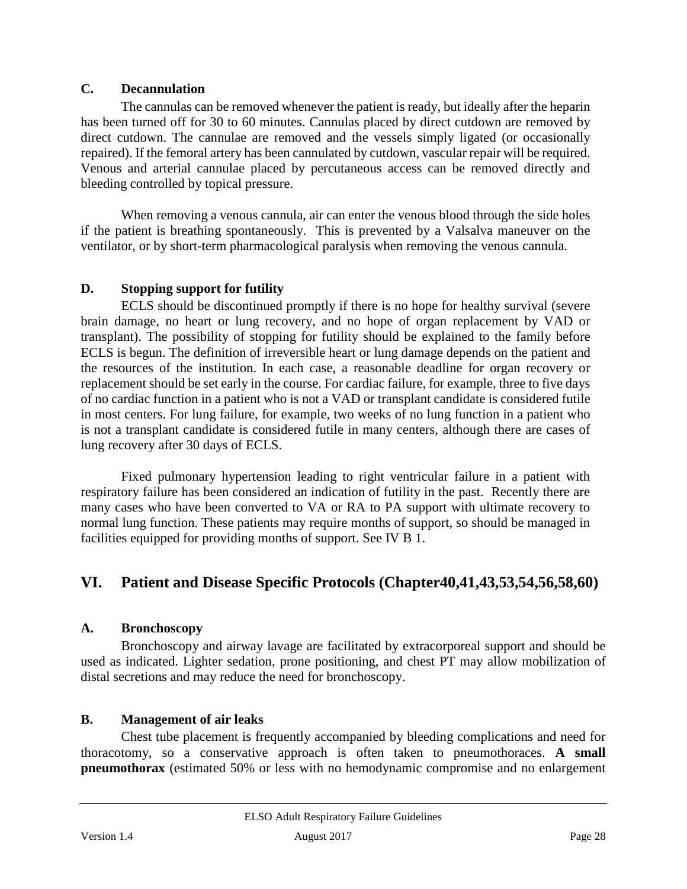### C. Decannulation

The cannulas can be removed whenever the patient is ready, but ideally after the heparin has been turned off for 30 to 60 minutes. Cannulas placed by direct cutdown are removed by direct cutdown. The cannulae are removed and the vessels simply ligated (or occasionally repaired). If the femoral artery has been cannulated by cutdown, vascular repair will be required. Venous and arterial cannulae placed by percutaneous access can be removed directly and bleeding controlled by topical pressure.

When removing a venous cannula, air can enter the venous blood through the side holes if the patient is breathing spontaneously. This is prevented by a Valsalva maneuver on the ventilator, or by short-term pharmacological paralysis when removing the venous cannula.

### D. Stopping support for futility

ECLS should be discontinued promptly if there is no hope for healthy survival (severe brain damage, no heart or lung recovery, and no hope of organ replacement by VAD or transplant). The possibility of stopping for futility should be explained to the family before ECLS is begun. The definition of irreversible heart or lung damage depends on the patient and the resources of the institution. In each case, a reasonable deadline for organ recovery or replacement should be set early in the course. For cardiac failure, for example, three to five days of no cardiac function in a patient who is not a VAD or transplant candidate is considered futile in most centers. For lung failure, for example, two weeks of no lung function in a patient who is not a transplant candidate is considered futile in many centers, although there are cases of lung recovery after 30 days of ECLS.

Fixed pulmonary hypertension leading to right ventricular failure in a patient with respiratory failure has been considered an indication of futility in the past. Recently there are many cases who have been converted to VA or RA to PA support with ultimate recovery to normal lung function. These patients may require months of support, so should be managed in facilities equipped for providing months of support. See IV B 1.

## VI. Patient and Disease Specific Protocols (Chapter40,41,43,53,54,56,58,60)

### A. Bronchoscopy

Bronchoscopy and airway lavage are facilitated by extracorporeal support and should be used as indicated. Lighter sedation, prone positioning, and chest PT may allow mobilization of distal secretions and may reduce the need for bronchoscopy.

### B. Management of air leaks

Chest tube placement is frequently accompanied by bleeding complications and need for thoracotomy, so a conservative approach is often taken to pneumothoraces. **A small pneumothorax** (estimated 50% or less with no hemodynamic compromise and no enlargement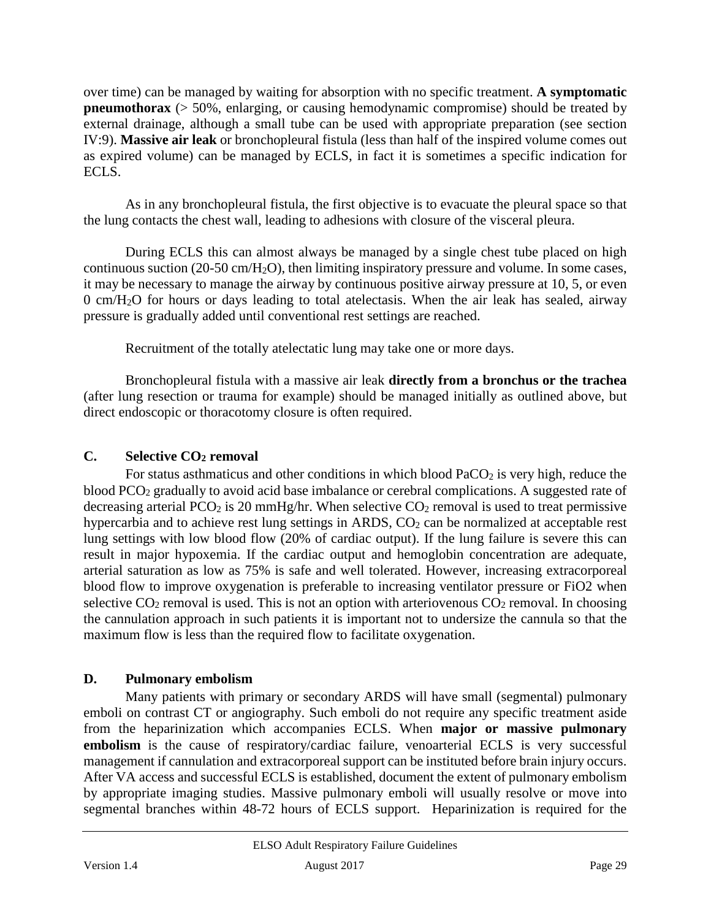over time) can be managed by waiting for absorption with no specific treatment. **A symptomatic pneumothorax** (> 50%, enlarging, or causing hemodynamic compromise) should be treated by external drainage, although a small tube can be used with appropriate preparation (see section IV:9). **Massive air leak** or bronchopleural fistula (less than half of the inspired volume comes out as expired volume) can be managed by ECLS, in fact it is sometimes a specific indication for ECLS.

As in any bronchopleural fistula, the first objective is to evacuate the pleural space so that the lung contacts the chest wall, leading to adhesions with closure of the visceral pleura.

During ECLS this can almost always be managed by a single chest tube placed on high continuous suction (20-50 cm/$H_2O$), then limiting inspiratory pressure and volume. In some cases, it may be necessary to manage the airway by continuous positive airway pressure at 10, 5, or even 0 cm/$H_2O$ for hours or days leading to total atelectasis. When the air leak has sealed, airway pressure is gradually added until conventional rest settings are reached.

Recruitment of the totally atelectatic lung may take one or more days.

Bronchopleural fistula with a massive air leak **directly from a bronchus or the trachea** (after lung resection or trauma for example) should be managed initially as outlined above, but direct endoscopic or thoracotomy closure is often required.

### C. Selective $CO_2$ removal

For status asthmaticus and other conditions in which blood $PaCO_2$ is very high, reduce the blood $PCO_2$ gradually to avoid acid base imbalance or cerebral complications. A suggested rate of decreasing arterial $PCO_2$ is 20 mmHg/hr. When selective $CO_2$ removal is used to treat permissive hypercarbia and to achieve rest lung settings in ARDS, $CO_2$ can be normalized at acceptable rest lung settings with low blood flow (20% of cardiac output). If the lung failure is severe this can result in major hypoxemia. If the cardiac output and hemoglobin concentration are adequate, arterial saturation as low as 75% is safe and well tolerated. However, increasing extracorporeal blood flow to improve oxygenation is preferable to increasing ventilator pressure or FiO2 when selective $CO_2$ removal is used. This is not an option with arteriovenous $CO_2$ removal. In choosing the cannulation approach in such patients it is important not to undersize the cannula so that the maximum flow is less than the required flow to facilitate oxygenation.

### D. Pulmonary embolism

Many patients with primary or secondary ARDS will have small (segmental) pulmonary emboli on contrast CT or angiography. Such emboli do not require any specific treatment aside from the heparinization which accompanies ECLS. When **major or massive pulmonary embolism** is the cause of respiratory/cardiac failure, venoarterial ECLS is very successful management if cannulation and extracorporeal support can be instituted before brain injury occurs. After VA access and successful ECLS is established, document the extent of pulmonary embolism by appropriate imaging studies. Massive pulmonary emboli will usually resolve or move into segmental branches within 48-72 hours of ECLS support. Heparinization is required for the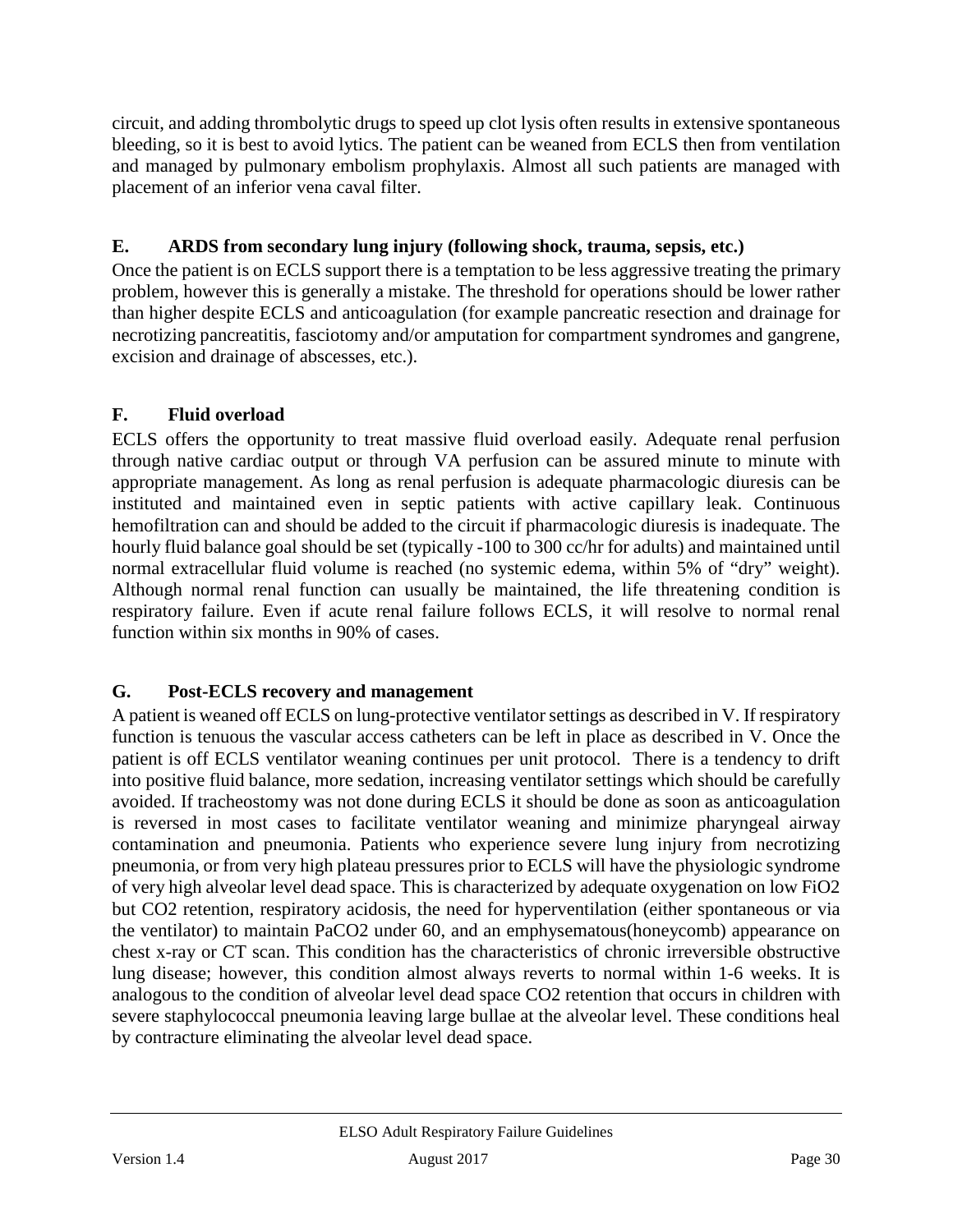circuit, and adding thrombolytic drugs to speed up clot lysis often results in extensive spontaneous bleeding, so it is best to avoid lytics. The patient can be weaned from ECLS then from ventilation and managed by pulmonary embolism prophylaxis. Almost all such patients are managed with placement of an inferior vena caval filter.

### E. ARDS from secondary lung injury (following shock, trauma, sepsis, etc.)

Once the patient is on ECLS support there is a temptation to be less aggressive treating the primary problem, however this is generally a mistake. The threshold for operations should be lower rather than higher despite ECLS and anticoagulation (for example pancreatic resection and drainage for necrotizing pancreatitis, fasciotomy and/or amputation for compartment syndromes and gangrene, excision and drainage of abscesses, etc.).

### F. Fluid overload

ECLS offers the opportunity to treat massive fluid overload easily. Adequate renal perfusion through native cardiac output or through VA perfusion can be assured minute to minute with appropriate management. As long as renal perfusion is adequate pharmacologic diuresis can be instituted and maintained even in septic patients with active capillary leak. Continuous hemofiltration can and should be added to the circuit if pharmacologic diuresis is inadequate. The hourly fluid balance goal should be set (typically -100 to 300 cc/hr for adults) and maintained until normal extracellular fluid volume is reached (no systemic edema, within 5% of "dry" weight). Although normal renal function can usually be maintained, the life threatening condition is respiratory failure. Even if acute renal failure follows ECLS, it will resolve to normal renal function within six months in 90% of cases.

### G. Post-ECLS recovery and management

A patient is weaned off ECLS on lung-protective ventilator settings as described in V. If respiratory function is tenuous the vascular access catheters can be left in place as described in V. Once the patient is off ECLS ventilator weaning continues per unit protocol. There is a tendency to drift into positive fluid balance, more sedation, increasing ventilator settings which should be carefully avoided. If tracheostomy was not done during ECLS it should be done as soon as anticoagulation is reversed in most cases to facilitate ventilator weaning and minimize pharyngeal airway contamination and pneumonia. Patients who experience severe lung injury from necrotizing pneumonia, or from very high plateau pressures prior to ECLS will have the physiologic syndrome of very high alveolar level dead space. This is characterized by adequate oxygenation on low $FiO_2$ but $CO_2$ retention, respiratory acidosis, the need for hyperventilation (either spontaneous or via the ventilator) to maintain $PaCO_2$ under 60, and an emphysematous(honeycomb) appearance on chest x-ray or CT scan. This condition has the characteristics of chronic irreversible obstructive lung disease; however, this condition almost always reverts to normal within 1-6 weeks. It is analogous to the condition of alveolar level dead space $CO_2$ retention that occurs in children with severe staphylococcal pneumonia leaving large bullae at the alveolar level. These conditions heal by contracture eliminating the alveolar level dead space.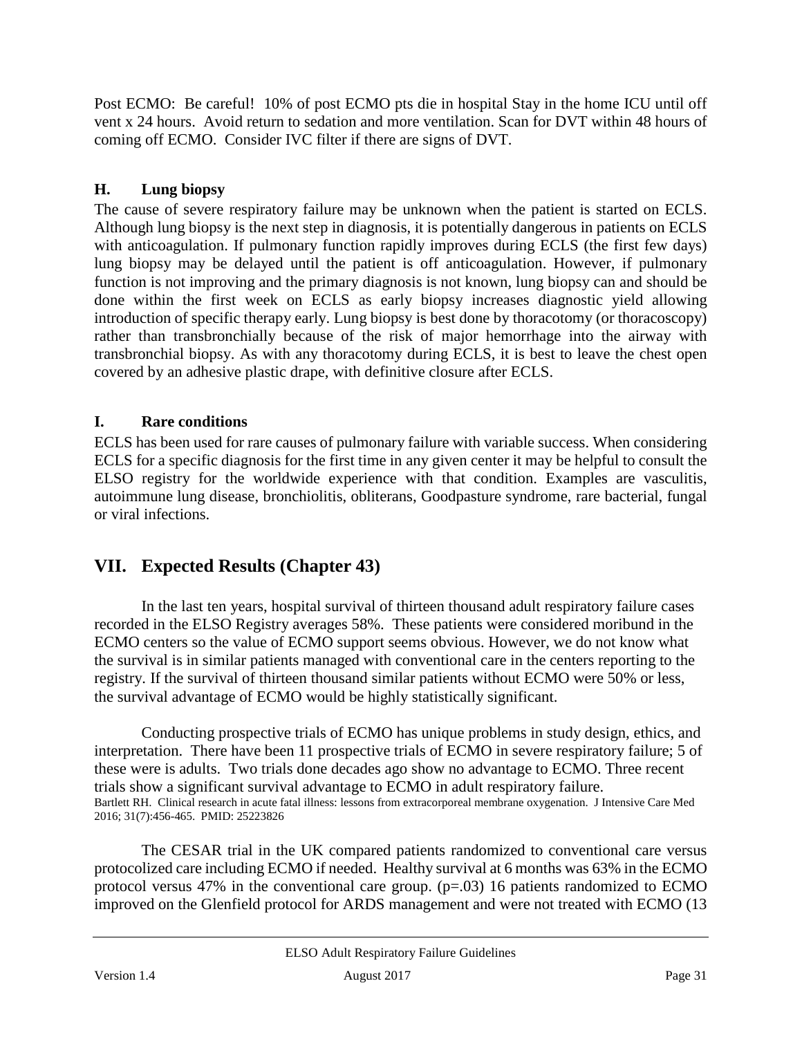Post ECMO: Be careful! 10% of post ECMO pts die in hospital Stay in the home ICU until off vent x 24 hours. Avoid return to sedation and more ventilation. Scan for DVT within 48 hours of coming off ECMO. Consider IVC filter if there are signs of DVT.

### H. Lung biopsy

The cause of severe respiratory failure may be unknown when the patient is started on ECLS. Although lung biopsy is the next step in diagnosis, it is potentially dangerous in patients on ECLS with anticoagulation. If pulmonary function rapidly improves during ECLS (the first few days) lung biopsy may be delayed until the patient is off anticoagulation. However, if pulmonary function is not improving and the primary diagnosis is not known, lung biopsy can and should be done within the first week on ECLS as early biopsy increases diagnostic yield allowing introduction of specific therapy early. Lung biopsy is best done by thoracotomy (or thoracoscopy) rather than transbronchially because of the risk of major hemorrhage into the airway with transbronchial biopsy. As with any thoracotomy during ECLS, it is best to leave the chest open covered by an adhesive plastic drape, with definitive closure after ECLS.

### I. Rare conditions

ECLS has been used for rare causes of pulmonary failure with variable success. When considering ECLS for a specific diagnosis for the first time in any given center it may be helpful to consult the ELSO registry for the worldwide experience with that condition. Examples are vasculitis, autoimmune lung disease, bronchiolitis, obliterans, Goodpasture syndrome, rare bacterial, fungal or viral infections.

## VII. Expected Results (Chapter 43)

In the last ten years, hospital survival of thirteen thousand adult respiratory failure cases recorded in the ELSO Registry averages 58%. These patients were considered moribund in the ECMO centers so the value of ECMO support seems obvious. However, we do not know what the survival is in similar patients managed with conventional care in the centers reporting to the registry. If the survival of thirteen thousand similar patients without ECMO were 50% or less, the survival advantage of ECMO would be highly statistically significant.

Conducting prospective trials of ECMO has unique problems in study design, ethics, and interpretation. There have been 11 prospective trials of ECMO in severe respiratory failure; 5 of these were is adults. Two trials done decades ago show no advantage to ECMO. Three recent trials show a significant survival advantage to ECMO in adult respiratory failure.
Bartlett RH. Clinical research in acute fatal illness: lessons from extracorporeal membrane oxygenation. J Intensive Care Med 2016; 31(7):456-465. PMID: 25223826

The CESAR trial in the UK compared patients randomized to conventional care versus protocolized care including ECMO if needed. Healthy survival at 6 months was 63% in the ECMO protocol versus 47% in the conventional care group. (p=.03) 16 patients randomized to ECMO improved on the Glenfield protocol for ARDS management and were not treated with ECMO (13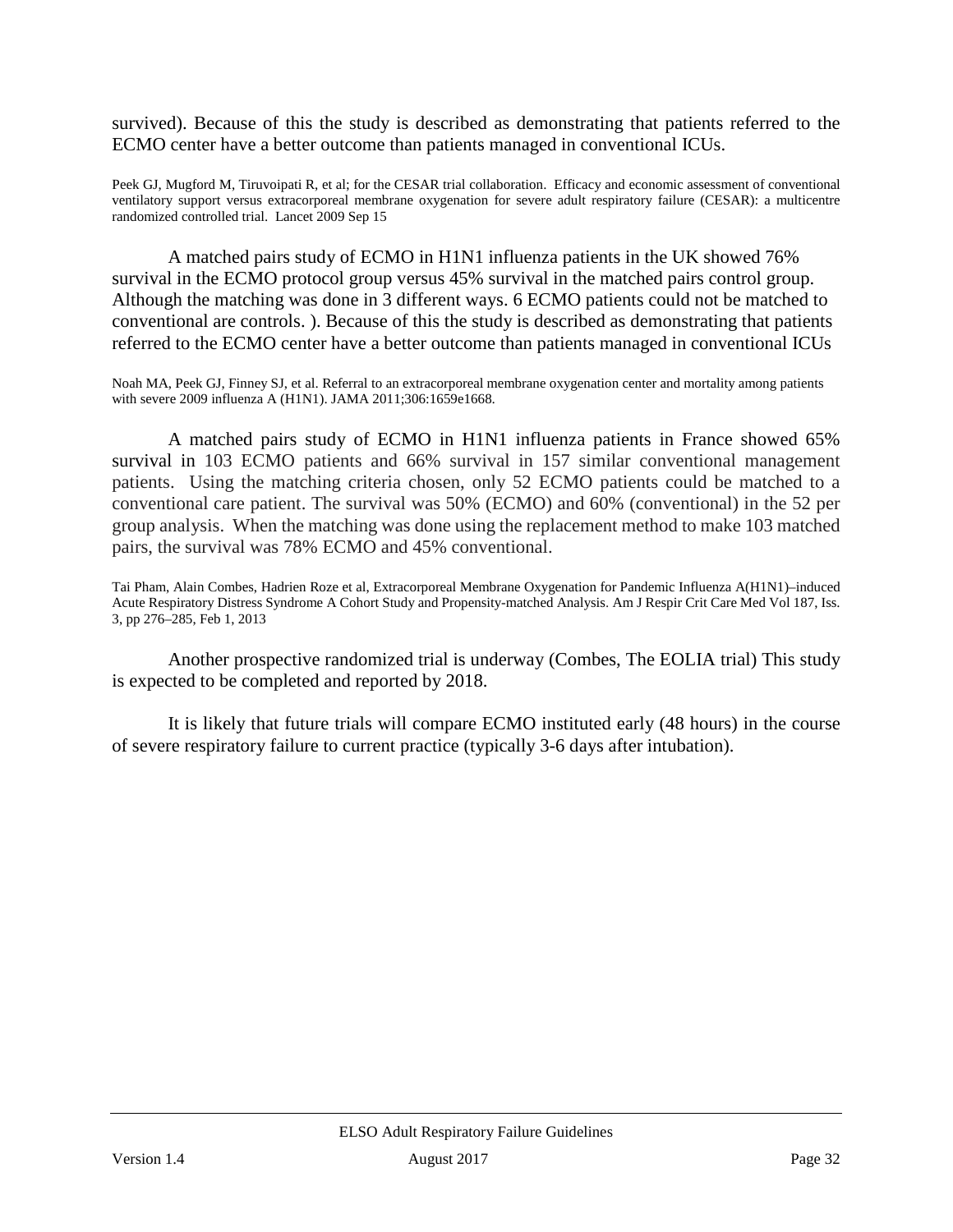survived). Because of this the study is described as demonstrating that patients referred to the ECMO center have a better outcome than patients managed in conventional ICUs.

Peek GJ, Mugford M, Tiruvoipati R, et al; for the CESAR trial collaboration. Efficacy and economic assessment of conventional ventilatory support versus extracorporeal membrane oxygenation for severe adult respiratory failure (CESAR): a multicentre randomized controlled trial. Lancet 2009 Sep 15

A matched pairs study of ECMO in H1N1 influenza patients in the UK showed 76% survival in the ECMO protocol group versus 45% survival in the matched pairs control group. Although the matching was done in 3 different ways. 6 ECMO patients could not be matched to conventional are controls. ). Because of this the study is described as demonstrating that patients referred to the ECMO center have a better outcome than patients managed in conventional ICUs

Noah MA, Peek GJ, Finney SJ, et al. Referral to an extracorporeal membrane oxygenation center and mortality among patients with severe 2009 influenza A (H1N1). JAMA 2011;306:1659e1668.

A matched pairs study of ECMO in H1N1 influenza patients in France showed 65% survival in 103 ECMO patients and 66% survival in 157 similar conventional management patients. Using the matching criteria chosen, only 52 ECMO patients could be matched to a conventional care patient. The survival was 50% (ECMO) and 60% (conventional) in the 52 per group analysis. When the matching was done using the replacement method to make 103 matched pairs, the survival was 78% ECMO and 45% conventional.

Tai Pham, Alain Combes, Hadrien Roze et al, Extracorporeal Membrane Oxygenation for Pandemic Influenza A(H1N1)–induced Acute Respiratory Distress Syndrome A Cohort Study and Propensity-matched Analysis. Am J Respir Crit Care Med Vol 187, Iss. 3, pp 276–285, Feb 1, 2013

Another prospective randomized trial is underway (Combes, The EOLIA trial) This study is expected to be completed and reported by 2018.

It is likely that future trials will compare ECMO instituted early (48 hours) in the course of severe respiratory failure to current practice (typically 3-6 days after intubation).